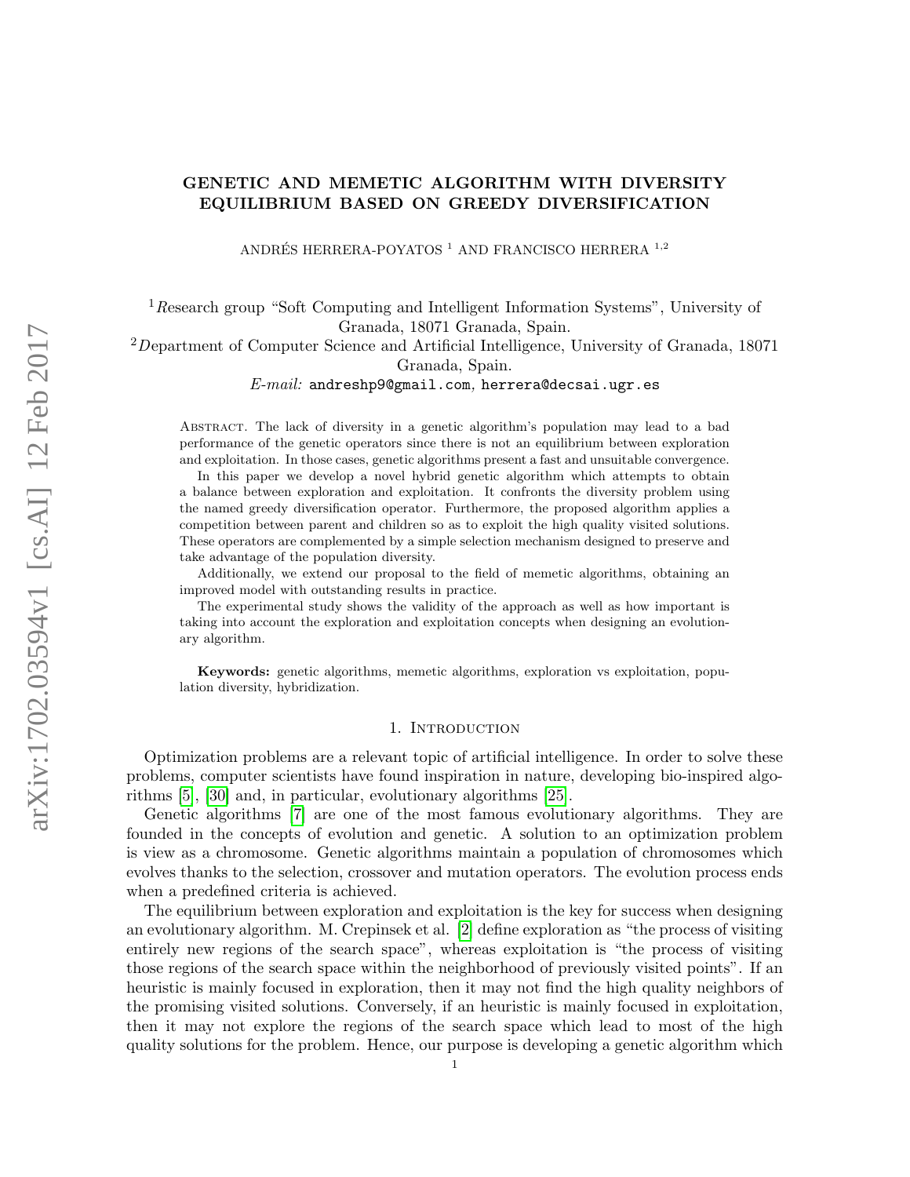# GENETIC AND MEMETIC ALGORITHM WITH DIVERSITY EQUILIBRIUM BASED ON GREEDY DIVERSIFICATION

ANDRÉS HERRERA-POYATOS [1] AND FRANCISCO HERRERA [1,2]

[1] Research group "Soft Computing and Intelligent Information Systems", University of Granada, 18071 Granada, Spain.

[2] Department of Computer Science and Artificial Intelligence, University of Granada, 18071 Granada, Spain.

*E-mail:* andreshp9@gmail.com, herrera@decsai.ugr.es

Abstract. The lack of diversity in a genetic algorithm's population may lead to a bad performance of the genetic operators since there is not an equilibrium between exploration and exploitation. In those cases, genetic algorithms present a fast and unsuitable convergence.

In this paper we develop a novel hybrid genetic algorithm which attempts to obtain a balance between exploration and exploitation. It confronts the diversity problem using the named greedy diversification operator. Furthermore, the proposed algorithm applies a competition between parent and children so as to exploit the high quality visited solutions. These operators are complemented by a simple selection mechanism designed to preserve and take advantage of the population diversity.

Additionally, we extend our proposal to the field of memetic algorithms, obtaining an improved model with outstanding results in practice.

The experimental study shows the validity of the approach as well as how important is taking into account the exploration and exploitation concepts when designing an evolutionary algorithm.

**Keywords:** genetic algorithms, memetic algorithms, exploration vs exploitation, population diversity, hybridization.

## 1. Introduction

Optimization problems are a relevant topic of artificial intelligence. In order to solve these problems, computer scientists have found inspiration in nature, developing bio-inspired algorithms [5], [30] and, in particular, evolutionary algorithms [25].

Genetic algorithms [7] are one of the most famous evolutionary algorithms. They are founded in the concepts of evolution and genetic. A solution to an optimization problem is view as a chromosome. Genetic algorithms maintain a population of chromosomes which evolves thanks to the selection, crossover and mutation operators. The evolution process ends when a predefined criteria is achieved.

The equilibrium between exploration and exploitation is the key for success when designing an evolutionary algorithm. M. Crepinsek et al. [2] define exploration as "the process of visiting entirely new regions of the search space", whereas exploitation is "the process of visiting those regions of the search space within the neighborhood of previously visited points". If an heuristic is mainly focused in exploration, then it may not find the high quality neighbors of the promising visited solutions. Conversely, if an heuristic is mainly focused in exploitation, then it may not explore the regions of the search space which lead to most of the high quality solutions for the problem. Hence, our purpose is developing a genetic algorithm which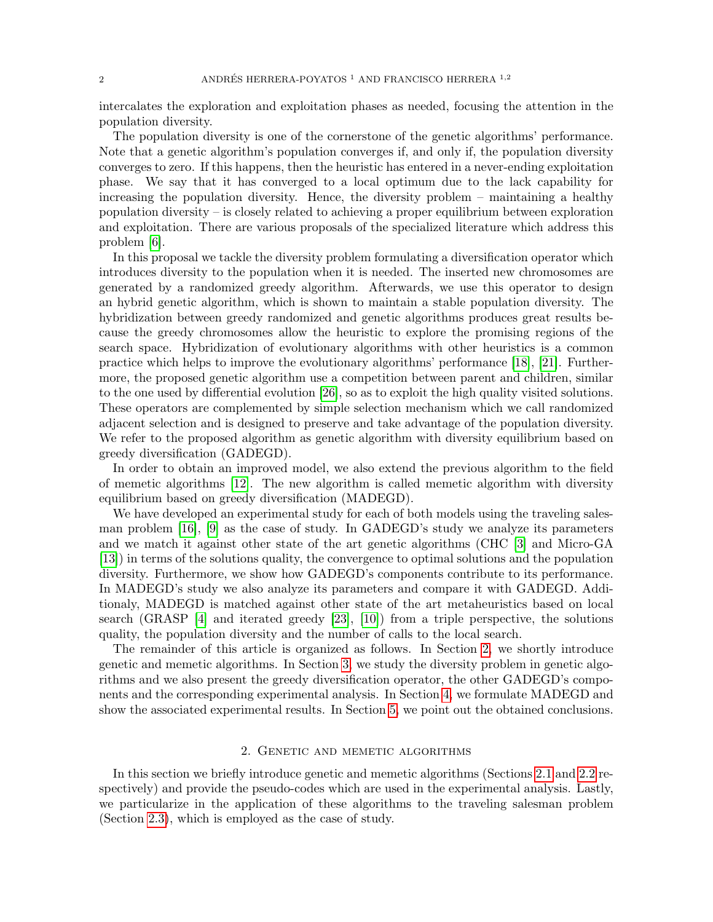intercalates the exploration and exploitation phases as needed, focusing the attention in the population diversity.

The population diversity is one of the cornerstone of the genetic algorithms' performance. Note that a genetic algorithm's population converges if, and only if, the population diversity converges to zero. If this happens, then the heuristic has entered in a never-ending exploitation phase. We say that it has converged to a local optimum due to the lack capability for increasing the population diversity. Hence, the diversity problem – maintaining a healthy population diversity – is closely related to achieving a proper equilibrium between exploration and exploitation. There are various proposals of the specialized literature which address this problem [6].

In this proposal we tackle the diversity problem formulating a diversification operator which introduces diversity to the population when it is needed. The inserted new chromosomes are generated by a randomized greedy algorithm. Afterwards, we use this operator to design an hybrid genetic algorithm, which is shown to maintain a stable population diversity. The hybridization between greedy randomized and genetic algorithms produces great results because the greedy chromosomes allow the heuristic to explore the promising regions of the search space. Hybridization of evolutionary algorithms with other heuristics is a common practice which helps to improve the evolutionary algorithms' performance [18], [21]. Furthermore, the proposed genetic algorithm use a competition between parent and children, similar to the one used by differential evolution [26], so as to exploit the high quality visited solutions. These operators are complemented by simple selection mechanism which we call randomized adjacent selection and is designed to preserve and take advantage of the population diversity. We refer to the proposed algorithm as genetic algorithm with diversity equilibrium based on greedy diversification (GADEGD).

In order to obtain an improved model, we also extend the previous algorithm to the field of memetic algorithms [12]. The new algorithm is called memetic algorithm with diversity equilibrium based on greedy diversification (MADEGD).

We have developed an experimental study for each of both models using the traveling salesman problem [16], [9] as the case of study. In GADEGD's study we analyze its parameters and we match it against other state of the art genetic algorithms (CHC [3] and Micro-GA [13]) in terms of the solutions quality, the convergence to optimal solutions and the population diversity. Furthermore, we show how GADEGD's components contribute to its performance. In MADEGD's study we also analyze its parameters and compare it with GADEGD. Additionaly, MADEGD is matched against other state of the art metaheuristics based on local search (GRASP [4] and iterated greedy [23], [10]) from a triple perspective, the solutions quality, the population diversity and the number of calls to the local search.

The remainder of this article is organized as follows. In Section 2, we shortly introduce genetic and memetic algorithms. In Section 3, we study the diversity problem in genetic algorithms and we also present the greedy diversification operator, the other GADEGD's components and the corresponding experimental analysis. In Section 4, we formulate MADEGD and show the associated experimental results. In Section 5, we point out the obtained conclusions.

## 2. Genetic and memetic algorithms

In this section we briefly introduce genetic and memetic algorithms (Sections 2.1 and 2.2 respectively) and provide the pseudo-codes which are used in the experimental analysis. Lastly, we particularize in the application of these algorithms to the traveling salesman problem (Section 2.3), which is employed as the case of study.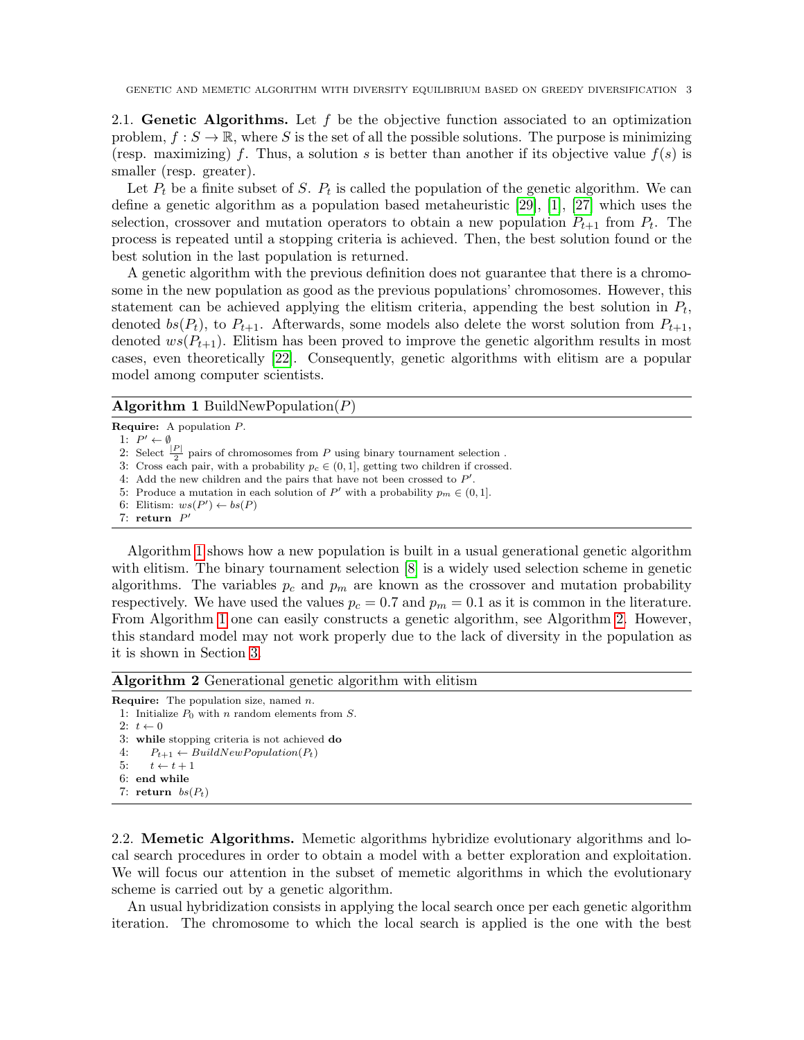### 2.1. Genetic Algorithms.

Let $f$ be the objective function associated to an optimization problem, $f : S \to \mathbb{R}$, where $S$ is the set of all the possible solutions. The purpose is minimizing (resp. maximizing) $f$. Thus, a solution $s$ is better than another if its objective value $f(s)$ is smaller (resp. greater).

Let $P_t$ be a finite subset of $S$. $P_t$ is called the population of the genetic algorithm. We can define a genetic algorithm as a population based metaheuristic [29], [1], [27] which uses the selection, crossover and mutation operators to obtain a new population $P_{t+1}$ from $P_t$. The process is repeated until a stopping criteria is achieved. Then, the best solution found or the best solution in the last population is returned.

A genetic algorithm with the previous definition does not guarantee that there is a chromosome in the new population as good as the previous populations' chromosomes. However, this statement can be achieved applying the elitism criteria, appending the best solution in $P_t$, denoted $bs(P_t)$, to $P_{t+1}$. Afterwards, some models also delete the worst solution from $P_{t+1}$, denoted $ws(P_{t+1})$. Elitism has been proved to improve the genetic algorithm results in most cases, even theoretically [22]. Consequently, genetic algorithms with elitism are a popular model among computer scientists.

**Algorithm 1** BuildNewPopulation($P$)

```
Require: A population P.
1: P' ← ∅
2: Select |P|/2 pairs of chromosomes from P using binary tournament selection .
3: Cross each pair, with a probability p_c ∈ (0, 1], getting two children if crossed.
4: Add the new children and the pairs that have not been crossed to P'.
5: Produce a mutation in each solution of P' with a probability p_m ∈ (0, 1].
6: Elitism: ws(P') ← bs(P)
7: return P'
```

Algorithm 1 shows how a new population is built in a usual generational genetic algorithm with elitism. The binary tournament selection [8] is a widely used selection scheme in genetic algorithms. The variables $p_c$ and $p_m$ are known as the crossover and mutation probability respectively. We have used the values $p_c = 0.7$ and $p_m = 0.1$ as it is common in the literature. From Algorithm 1 one can easily constructs a genetic algorithm, see Algorithm 2. However, this standard model may not work properly due to the lack of diversity in the population as it is shown in Section 3.

**Algorithm 2** Generational genetic algorithm with elitism

```
Require: The population size, named n.
1: Initialize P_0 with n random elements from S.
2: t ← 0
3: while stopping criteria is not achieved do
4:     P_{t+1} ← BuildNewPopulation(P_t)
5:     t ← t + 1
6: end while
7: return bs(P_t)
```

### 2.2. Memetic Algorithms.

Memetic algorithms hybridize evolutionary algorithms and local search procedures in order to obtain a model with a better exploration and exploitation. We will focus our attention in the subset of memetic algorithms in which the evolutionary scheme is carried out by a genetic algorithm.

An usual hybridization consists in applying the local search once per each genetic algorithm iteration. The chromosome to which the local search is applied is the one with the best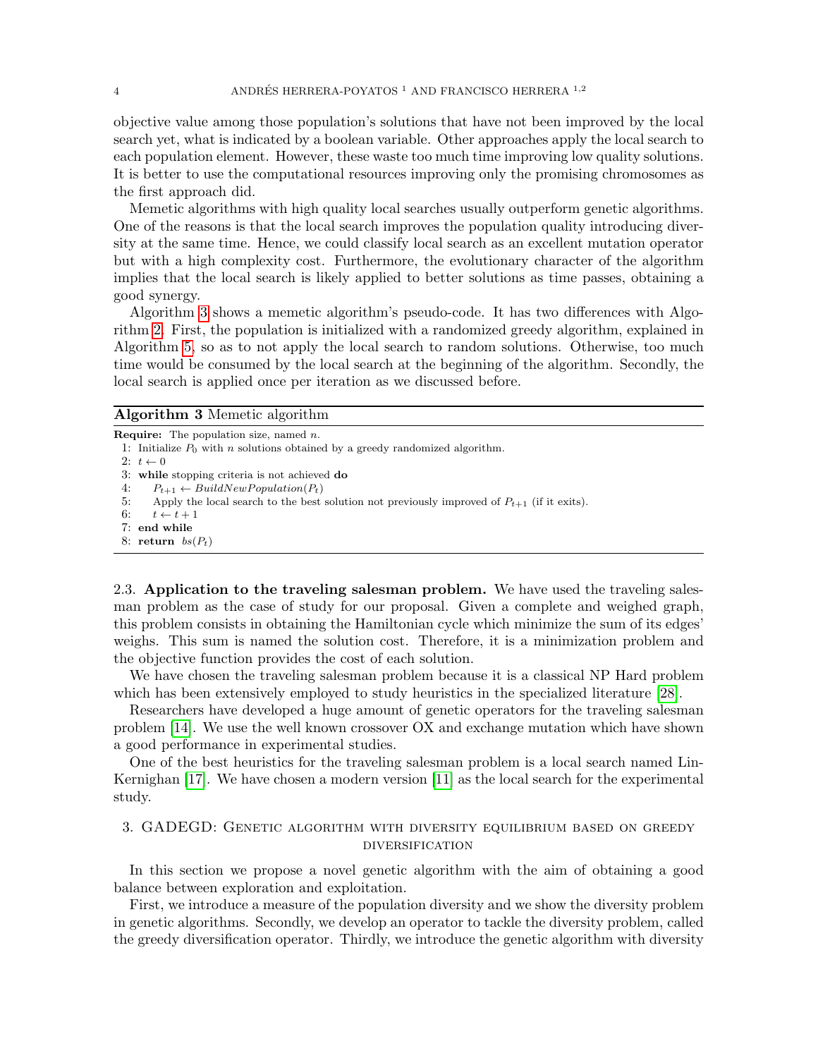objective value among those population's solutions that have not been improved by the local search yet, what is indicated by a boolean variable. Other approaches apply the local search to each population element. However, these waste too much time improving low quality solutions. It is better to use the computational resources improving only the promising chromosomes as the first approach did.

Memetic algorithms with high quality local searches usually outperform genetic algorithms. One of the reasons is that the local search improves the population quality introducing diversity at the same time. Hence, we could classify local search as an excellent mutation operator but with a high complexity cost. Furthermore, the evolutionary character of the algorithm implies that the local search is likely applied to better solutions as time passes, obtaining a good synergy.

Algorithm 3 shows a memetic algorithm's pseudo-code. It has two differences with Algorithm 2. First, the population is initialized with a randomized greedy algorithm, explained in Algorithm 5, so as to not apply the local search to random solutions. Otherwise, too much time would be consumed by the local search at the beginning of the algorithm. Secondly, the local search is applied once per iteration as we discussed before.

**Algorithm 3** Memetic algorithm

```
Require: The population size, named n.
1: Initialize P_0 with n solutions obtained by a greedy randomized algorithm.
2: t ← 0
3: while stopping criteria is not achieved do
4:     P_{t+1} ← BuildNewPopulation(P_t)
5:     Apply the local search to the best solution not previously improved of P_{t+1} (if it exits).
6:     t ← t + 1
7: end while
8: return bs(P_t)
```

2.3. **Application to the traveling salesman problem.** We have used the traveling salesman problem as the case of study for our proposal. Given a complete and weighed graph, this problem consists in obtaining the Hamiltonian cycle which minimize the sum of its edges' weighs. This sum is named the solution cost. Therefore, it is a minimization problem and the objective function provides the cost of each solution.

We have chosen the traveling salesman problem because it is a classical NP Hard problem which has been extensively employed to study heuristics in the specialized literature [28].

Researchers have developed a huge amount of genetic operators for the traveling salesman problem [14]. We use the well known crossover OX and exchange mutation which have shown a good performance in experimental studies.

One of the best heuristics for the traveling salesman problem is a local search named Lin-Kernighan [17]. We have chosen a modern version [11] as the local search for the experimental study.

## 3. GADEGD: Genetic algorithm with diversity equilibrium based on greedy diversification

In this section we propose a novel genetic algorithm with the aim of obtaining a good balance between exploration and exploitation.

First, we introduce a measure of the population diversity and we show the diversity problem in genetic algorithms. Secondly, we develop an operator to tackle the diversity problem, called the greedy diversification operator. Thirdly, we introduce the genetic algorithm with diversity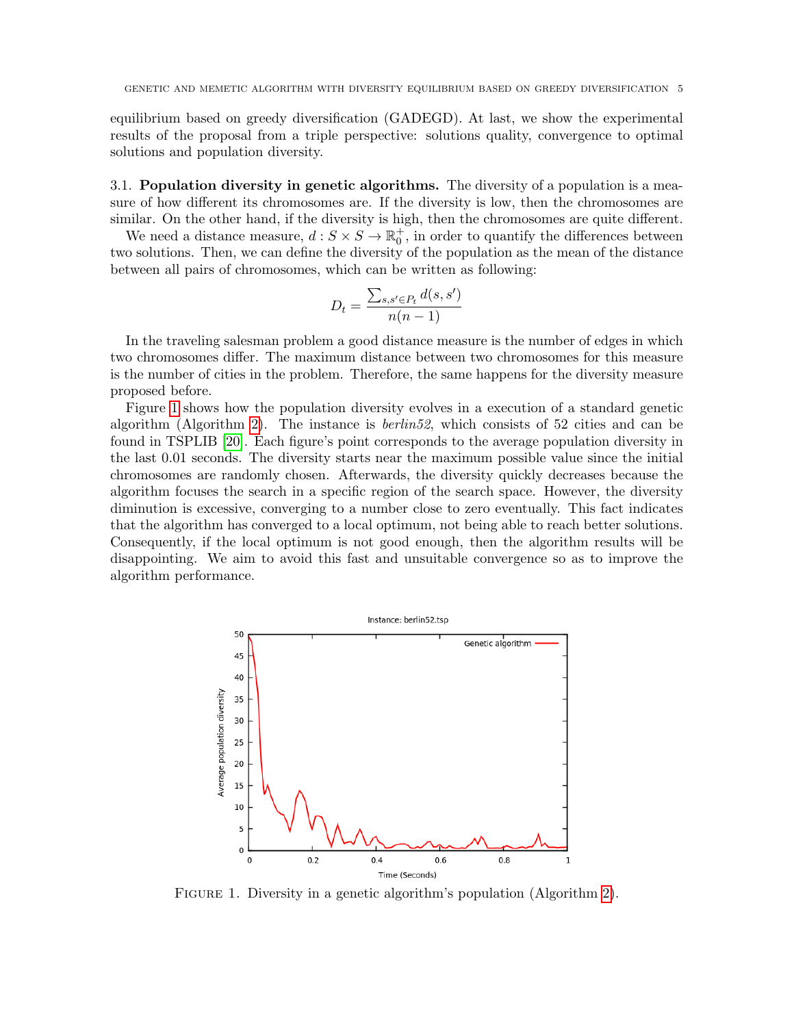equilibrium based on greedy diversification (GADEGD). At last, we show the experimental results of the proposal from a triple perspective: solutions quality, convergence to optimal solutions and population diversity.

### 3.1. Population diversity in genetic algorithms.

The diversity of a population is a measure of how different its chromosomes are. If the diversity is low, then the chromosomes are similar. On the other hand, if the diversity is high, then the chromosomes are quite different.

We need a distance measure, $d : S \times S \to \mathbb{R}_0^+$, in order to quantify the differences between two solutions. Then, we can define the diversity of the population as the mean of the distance between all pairs of chromosomes, which can be written as following:

$$D_t = \frac{\sum_{s,s' \in P_t} d(s, s')}{n(n-1)}$$

In the traveling salesman problem a good distance measure is the number of edges in which two chromosomes differ. The maximum distance between two chromosomes for this measure is the number of cities in the problem. Therefore, the same happens for the diversity measure proposed before.

Figure 1 shows how the population diversity evolves in a execution of a standard genetic algorithm (Algorithm 2). The instance is *berlin52*, which consists of 52 cities and can be found in TSPLIB [20]. Each figure's point corresponds to the average population diversity in the last 0.01 seconds. The diversity starts near the maximum possible value since the initial chromosomes are randomly chosen. Afterwards, the diversity quickly decreases because the algorithm focuses the search in a specific region of the search space. However, the diversity diminution is excessive, converging to a number close to zero eventually. This fact indicates that the algorithm has converged to a local optimum, not being able to reach better solutions. Consequently, if the local optimum is not good enough, then the algorithm results will be disappointing. We aim to avoid this fast and unsuitable convergence so as to improve the algorithm performance.

FIGURE 1. Diversity in a genetic algorithm's population (Algorithm 2).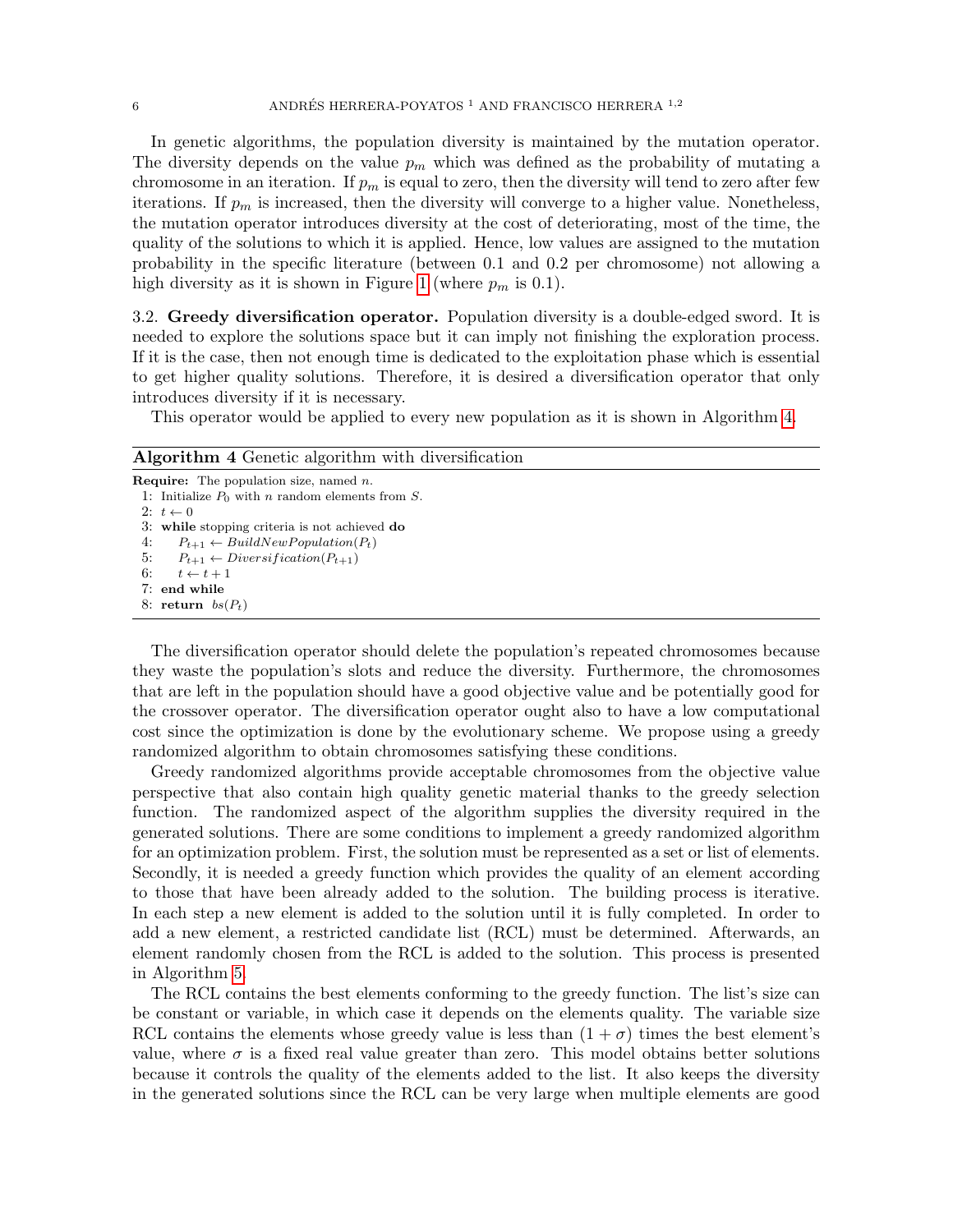In genetic algorithms, the population diversity is maintained by the mutation operator. The diversity depends on the value $p_m$ which was defined as the probability of mutating a chromosome in an iteration. If $p_m$ is equal to zero, then the diversity will tend to zero after few iterations. If $p_m$ is increased, then the diversity will converge to a higher value. Nonetheless, the mutation operator introduces diversity at the cost of deteriorating, most of the time, the quality of the solutions to which it is applied. Hence, low values are assigned to the mutation probability in the specific literature (between 0.1 and 0.2 per chromosome) not allowing a high diversity as it is shown in Figure 1 (where $p_m$ is 0.1).

3.2. **Greedy diversification operator.** Population diversity is a double-edged sword. It is needed to explore the solutions space but it can imply not finishing the exploration process. If it is the case, then not enough time is dedicated to the exploitation phase which is essential to get higher quality solutions. Therefore, it is desired a diversification operator that only introduces diversity if it is necessary.

This operator would be applied to every new population as it is shown in Algorithm 4.

**Algorithm 4** Genetic algorithm with diversification

```
Require: The population size, named n.
1: Initialize P_0 with n random elements from S.
2: t ← 0
3: while stopping criteria is not achieved do
4:     P_{t+1} ← BuildNewPopulation(P_t)
5:     P_{t+1} ← Diversification(P_{t+1})
6:     t ← t + 1
7: end while
8: return bs(P_t)
```

The diversification operator should delete the population's repeated chromosomes because they waste the population's slots and reduce the diversity. Furthermore, the chromosomes that are left in the population should have a good objective value and be potentially good for the crossover operator. The diversification operator ought also to have a low computational cost since the optimization is done by the evolutionary scheme. We propose using a greedy randomized algorithm to obtain chromosomes satisfying these conditions.

Greedy randomized algorithms provide acceptable chromosomes from the objective value perspective that also contain high quality genetic material thanks to the greedy selection function. The randomized aspect of the algorithm supplies the diversity required in the generated solutions. There are some conditions to implement a greedy randomized algorithm for an optimization problem. First, the solution must be represented as a set or list of elements. Secondly, it is needed a greedy function which provides the quality of an element according to those that have been already added to the solution. The building process is iterative. In each step a new element is added to the solution until it is fully completed. In order to add a new element, a restricted candidate list (RCL) must be determined. Afterwards, an element randomly chosen from the RCL is added to the solution. This process is presented in Algorithm 5.

The RCL contains the best elements conforming to the greedy function. The list's size can be constant or variable, in which case it depends on the elements quality. The variable size RCL contains the elements whose greedy value is less than $(1 + \sigma)$ times the best element's value, where $\sigma$ is a fixed real value greater than zero. This model obtains better solutions because it controls the quality of the elements added to the list. It also keeps the diversity in the generated solutions since the RCL can be very large when multiple elements are good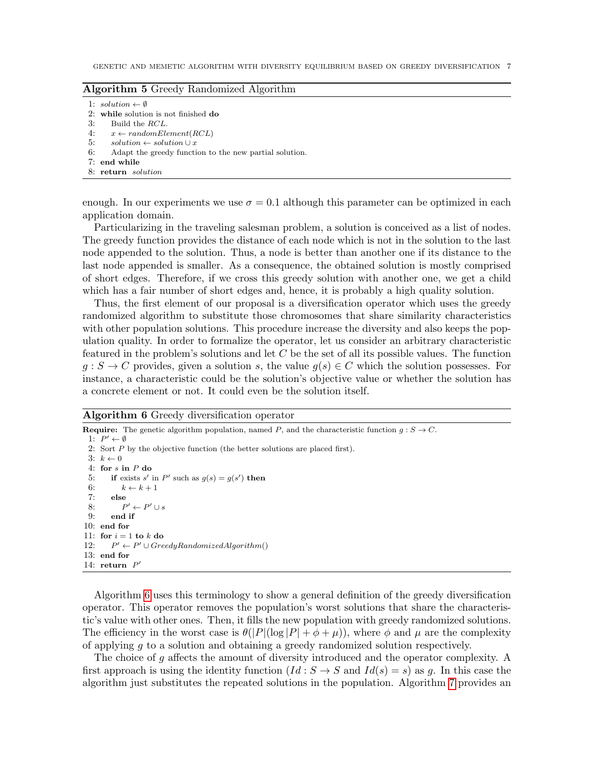**Algorithm 5** Greedy Randomized Algorithm

```
1: solution ← ∅
2: while solution is not finished do
3:     Build the RCL.
4:     x ← randomElement(RCL)
5:     solution ← solution ∪ x
6:     Adapt the greedy function to the new partial solution.
7: end while
8: return solution
```

enough. In our experiments we use $\sigma = 0.1$ although this parameter can be optimized in each application domain.

Particularizing in the traveling salesman problem, a solution is conceived as a list of nodes. The greedy function provides the distance of each node which is not in the solution to the last node appended to the solution. Thus, a node is better than another one if its distance to the last node appended is smaller. As a consequence, the obtained solution is mostly comprised of short edges. Therefore, if we cross this greedy solution with another one, we get a child which has a fair number of short edges and, hence, it is probably a high quality solution.

Thus, the first element of our proposal is a diversification operator which uses the greedy randomized algorithm to substitute those chromosomes that share similarity characteristics with other population solutions. This procedure increase the diversity and also keeps the population quality. In order to formalize the operator, let us consider an arbitrary characteristic featured in the problem's solutions and let $C$ be the set of all its possible values. The function $g : S \to C$ provides, given a solution $s$, the value $g(s) \in C$ which the solution possesses. For instance, a characteristic could be the solution's objective value or whether the solution has a concrete element or not. It could even be the solution itself.

**Algorithm 6** Greedy diversification operator

```
Require: The genetic algorithm population, named P, and the characteristic function g : S → C.
 1: P' ← ∅
 2: Sort P by the objective function (the better solutions are placed first).
 3: k ← 0
 4: for s in P do
 5:     if exists s' in P' such as g(s) = g(s') then
 6:         k ← k + 1
 7:     else
 8:         P' ← P' ∪ s
 9:     end if
10: end for
11: for i = 1 to k do
12:     P' ← P' ∪ GreedyRandomizedAlgorithm()
13: end for
14: return P'
```

Algorithm 6 uses this terminology to show a general definition of the greedy diversification operator. This operator removes the population's worst solutions that share the characteristic's value with other ones. Then, it fills the new population with greedy randomized solutions. The efficiency in the worst case is $\theta(|P|(\log|P| + \phi + \mu))$, where $\phi$ and $\mu$ are the complexity of applying $g$ to a solution and obtaining a greedy randomized solution respectively.

The choice of $g$ affects the amount of diversity introduced and the operator complexity. A first approach is using the identity function ($Id : S \to S$ and $Id(s) = s$) as $g$. In this case the algorithm just substitutes the repeated solutions in the population. Algorithm 7 provides an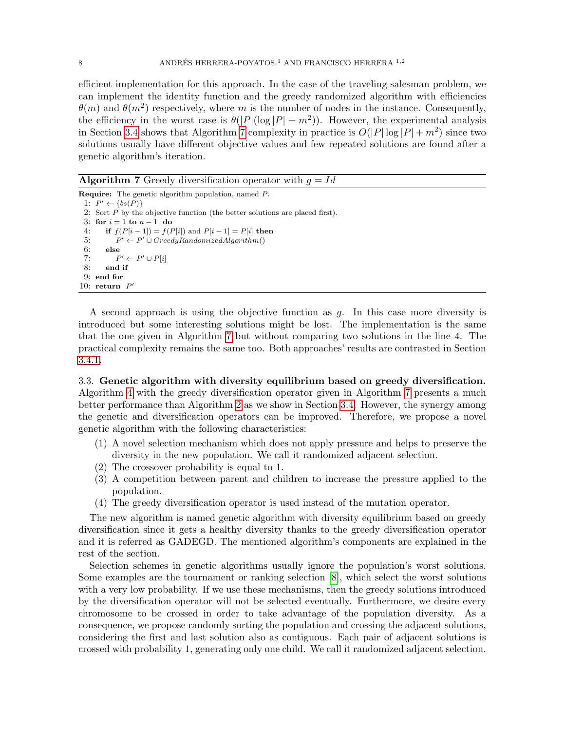efficient implementation for this approach. In the case of the traveling salesman problem, we can implement the identity function and the greedy randomized algorithm with efficiencies $\theta(m)$ and $\theta(m^2)$ respectively, where $m$ is the number of nodes in the instance. Consequently, the efficiency in the worst case is $\theta(|P|(\log|P| + m^2))$. However, the experimental analysis in Section 3.4 shows that Algorithm 7 complexity in practice is $O(|P|\log|P| + m^2)$ since two solutions usually have different objective values and few repeated solutions are found after a genetic algorithm's iteration.

**Algorithm 7** Greedy diversification operator with $g = Id$

```
Require: The genetic algorithm population, named P.
 1: P' ← {bs(P)}
 2: Sort P by the objective function (the better solutions are placed first).
 3: for i = 1 to n − 1 do
 4:     if f(P[i − 1]) = f(P[i]) and P[i − 1] = P[i] then
 5:         P' ← P' ∪ GreedyRandomizedAlgorithm()
 6:     else
 7:         P' ← P' ∪ P[i]
 8:     end if
 9: end for
10: return P'
```

A second approach is using the objective function as $g$. In this case more diversity is introduced but some interesting solutions might be lost. The implementation is the same that the one given in Algorithm 7 but without comparing two solutions in the line 4. The practical complexity remains the same too. Both approaches' results are contrasted in Section 3.4.1.

3.3. **Genetic algorithm with diversity equilibrium based on greedy diversification.** Algorithm 4 with the greedy diversification operator given in Algorithm 7 presents a much better performance than Algorithm 2 as we show in Section 3.4. However, the synergy among the genetic and diversification operators can be improved. Therefore, we propose a novel genetic algorithm with the following characteristics:

(1) A novel selection mechanism which does not apply pressure and helps to preserve the diversity in the new population. We call it randomized adjacent selection.
(2) The crossover probability is equal to 1.
(3) A competition between parent and children to increase the pressure applied to the population.
(4) The greedy diversification operator is used instead of the mutation operator.

The new algorithm is named genetic algorithm with diversity equilibrium based on greedy diversification since it gets a healthy diversity thanks to the greedy diversification operator and it is referred as GADEGD. The mentioned algorithm's components are explained in the rest of the section.

Selection schemes in genetic algorithms usually ignore the population's worst solutions. Some examples are the tournament or ranking selection [8], which select the worst solutions with a very low probability. If we use these mechanisms, then the greedy solutions introduced by the diversification operator will not be selected eventually. Furthermore, we desire every chromosome to be crossed in order to take advantage of the population diversity. As a consequence, we propose randomly sorting the population and crossing the adjacent solutions, considering the first and last solution also as contiguous. Each pair of adjacent solutions is crossed with probability 1, generating only one child. We call it randomized adjacent selection.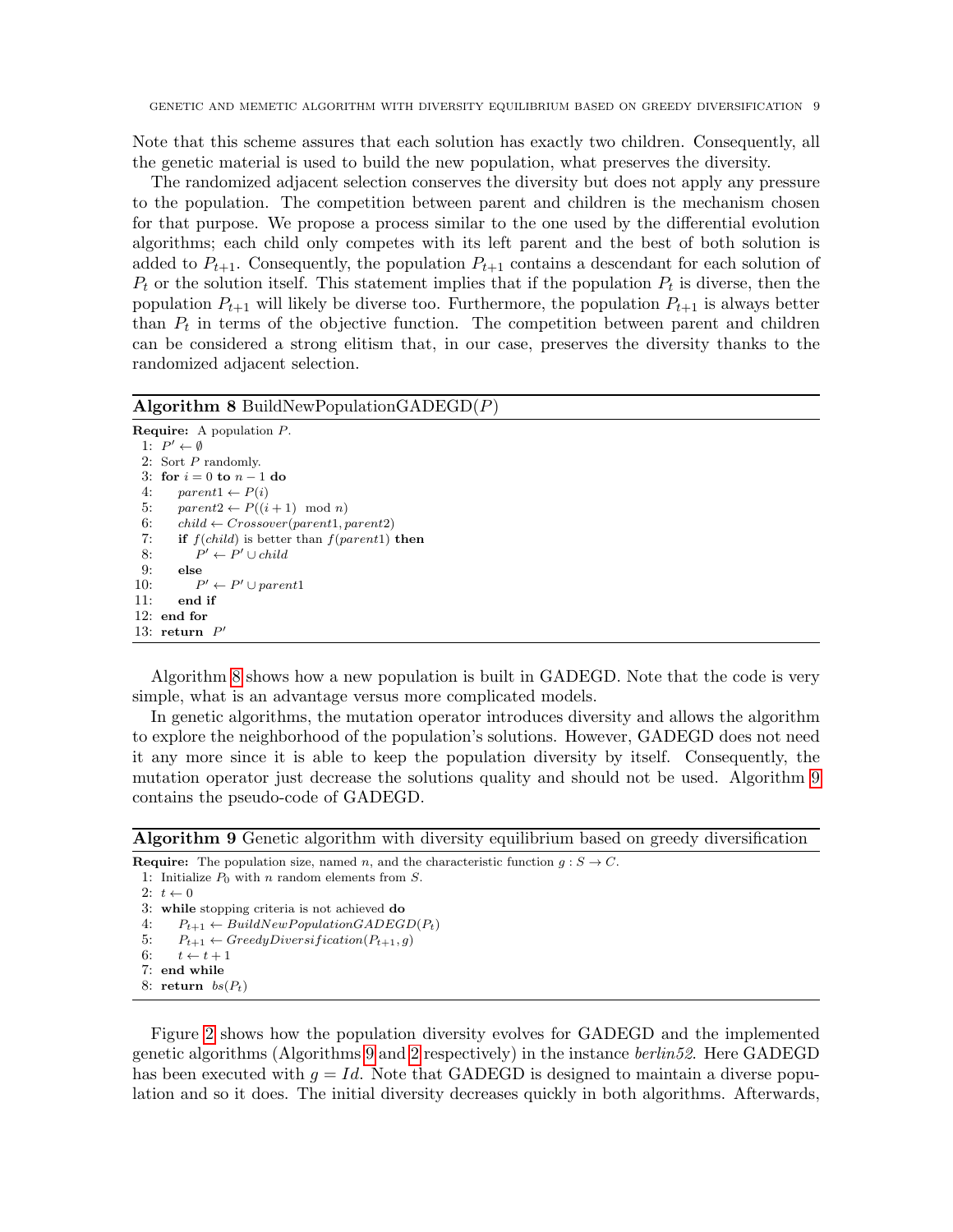Note that this scheme assures that each solution has exactly two children. Consequently, all the genetic material is used to build the new population, what preserves the diversity.

The randomized adjacent selection conserves the diversity but does not apply any pressure to the population. The competition between parent and children is the mechanism chosen for that purpose. We propose a process similar to the one used by the differential evolution algorithms; each child only competes with its left parent and the best of both solution is added to $P_{t+1}$. Consequently, the population $P_{t+1}$ contains a descendant for each solution of $P_t$ or the solution itself. This statement implies that if the population $P_t$ is diverse, then the population $P_{t+1}$ will likely be diverse too. Furthermore, the population $P_{t+1}$ is always better than $P_t$ in terms of the objective function. The competition between parent and children can be considered a strong elitism that, in our case, preserves the diversity thanks to the randomized adjacent selection.

**Algorithm 8** BuildNewPopulationGADEGD($P$)

```
Require: A population P.
 1: P' ← ∅
 2: Sort P randomly.
 3: for i = 0 to n − 1 do
 4:     parent1 ← P(i)
 5:     parent2 ← P((i + 1) mod n)
 6:     child ← Crossover(parent1, parent2)
 7:     if f(child) is better than f(parent1) then
 8:         P' ← P' ∪ child
 9:     else
10:         P' ← P' ∪ parent1
11:     end if
12: end for
13: return P'
```

Algorithm 8 shows how a new population is built in GADEGD. Note that the code is very simple, what is an advantage versus more complicated models.

In genetic algorithms, the mutation operator introduces diversity and allows the algorithm to explore the neighborhood of the population's solutions. However, GADEGD does not need it any more since it is able to keep the population diversity by itself. Consequently, the mutation operator just decrease the solutions quality and should not be used. Algorithm 9 contains the pseudo-code of GADEGD.

**Algorithm 9** Genetic algorithm with diversity equilibrium based on greedy diversification

```
Require: The population size, named n, and the characteristic function g : S → C.
 1: Initialize P_0 with n random elements from S.
 2: t ← 0
 3: while stopping criteria is not achieved do
 4:     P_{t+1} ← BuildNewPopulationGADEGD(P_t)
 5:     P_{t+1} ← GreedyDiversification(P_{t+1}, g)
 6:     t ← t + 1
 7: end while
 8: return bs(P_t)
```

Figure 2 shows how the population diversity evolves for GADEGD and the implemented genetic algorithms (Algorithms 9 and 2 respectively) in the instance *berlin52*. Here GADEGD has been executed with $g = Id$. Note that GADEGD is designed to maintain a diverse population and so it does. The initial diversity decreases quickly in both algorithms. Afterwards,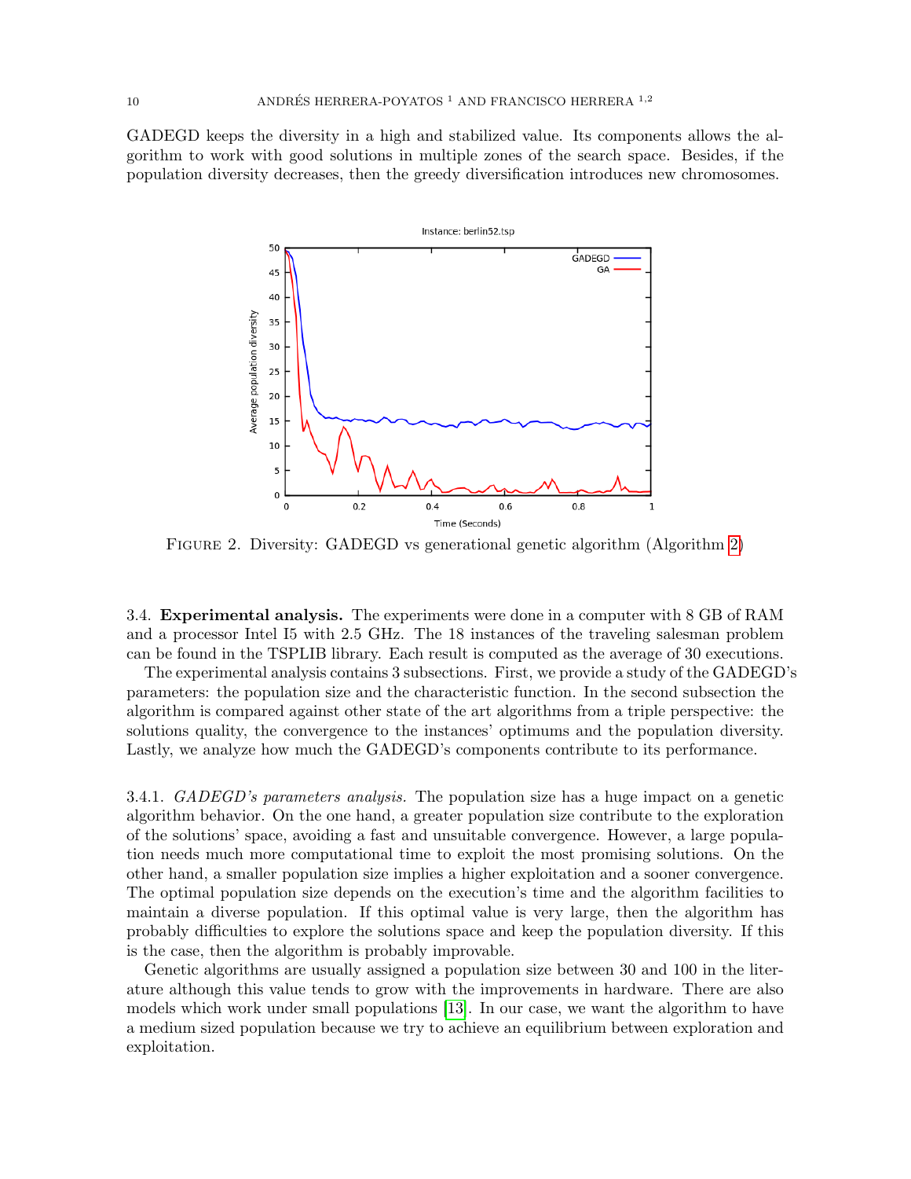GADEGD keeps the diversity in a high and stabilized value. Its components allows the algorithm to work with good solutions in multiple zones of the search space. Besides, if the population diversity decreases, then the greedy diversification introduces new chromosomes.

Figure 2. Diversity: GADEGD vs generational genetic algorithm (Algorithm 2)

### 3.4. Experimental analysis.

The experiments were done in a computer with 8 GB of RAM and a processor Intel I5 with 2.5 GHz. The 18 instances of the traveling salesman problem can be found in the TSPLIB library. Each result is computed as the average of 30 executions.

The experimental analysis contains 3 subsections. First, we provide a study of the GADEGD's parameters: the population size and the characteristic function. In the second subsection the algorithm is compared against other state of the art algorithms from a triple perspective: the solutions quality, the convergence to the instances' optimums and the population diversity. Lastly, we analyze how much the GADEGD's components contribute to its performance.

#### 3.4.1. *GADEGD's parameters analysis.*

The population size has a huge impact on a genetic algorithm behavior. On the one hand, a greater population size contribute to the exploration of the solutions' space, avoiding a fast and unsuitable convergence. However, a large population needs much more computational time to exploit the most promising solutions. On the other hand, a smaller population size implies a higher exploitation and a sooner convergence. The optimal population size depends on the execution's time and the algorithm facilities to maintain a diverse population. If this optimal value is very large, then the algorithm has probably difficulties to explore the solutions space and keep the population diversity. If this is the case, then the algorithm is probably improvable.

Genetic algorithms are usually assigned a population size between 30 and 100 in the literature although this value tends to grow with the improvements in hardware. There are also models which work under small populations [13]. In our case, we want the algorithm to have a medium sized population because we try to achieve an equilibrium between exploration and exploitation.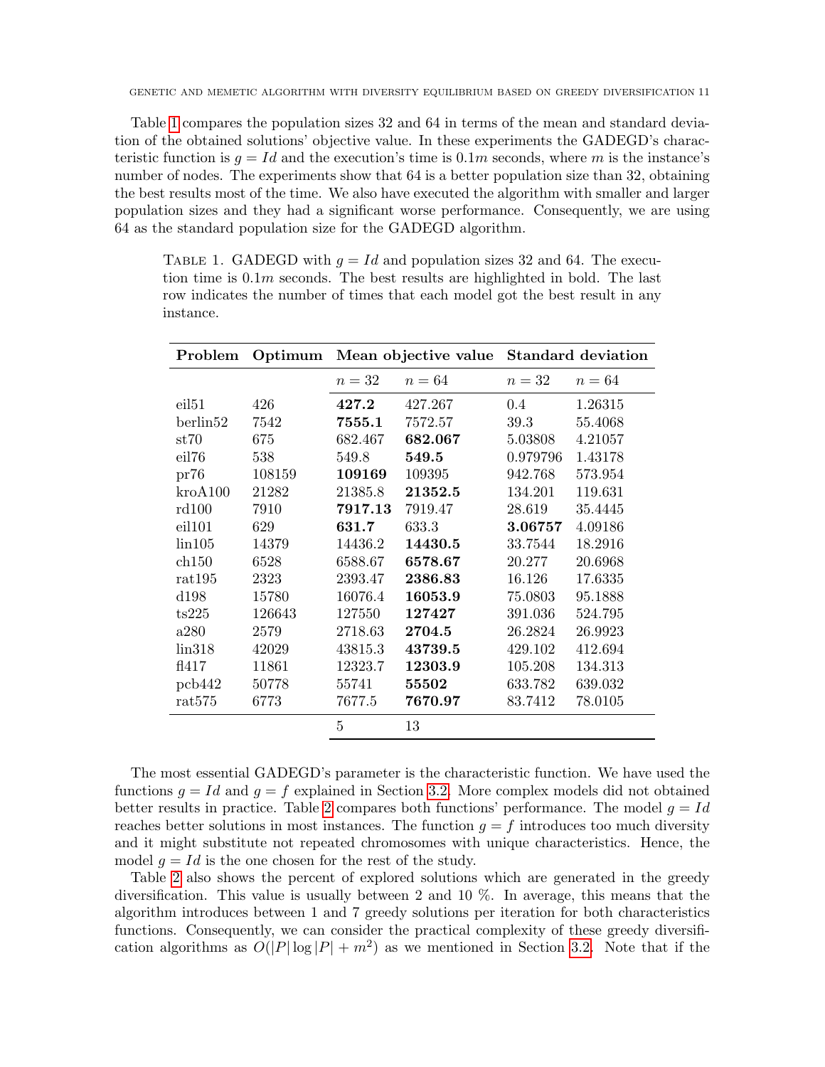Table 1 compares the population sizes 32 and 64 in terms of the mean and standard deviation of the obtained solutions' objective value. In these experiments the GADEGD's characteristic function is $g = Id$ and the execution's time is $0.1m$ seconds, where $m$ is the instance's number of nodes. The experiments show that 64 is a better population size than 32, obtaining the best results most of the time. We also have executed the algorithm with smaller and larger population sizes and they had a significant worse performance. Consequently, we are using 64 as the standard population size for the GADEGD algorithm.

Table 1. GADEGD with $g = Id$ and population sizes 32 and 64. The execution time is $0.1m$ seconds. The best results are highlighted in bold. The last row indicates the number of times that each model got the best result in any instance.

| Problem | Optimum | Mean objective value | | Standard deviation | |
|---|---|---|---|---|---|
| | | $n = 32$ | $n = 64$ | $n = 32$ | $n = 64$ |
| eil51 | 426 | **427.2** | 427.267 | 0.4 | 1.26315 |
| berlin52 | 7542 | **7555.1** | 7572.57 | 39.3 | 55.4068 |
| st70 | 675 | 682.467 | **682.067** | 5.03808 | 4.21057 |
| eil76 | 538 | 549.8 | **549.5** | 0.979796 | 1.43178 |
| pr76 | 108159 | **109169** | 109395 | 942.768 | 573.954 |
| kroA100 | 21282 | 21385.8 | **21352.5** | 134.201 | 119.631 |
| rd100 | 7910 | **7917.13** | 7919.47 | 28.619 | 35.4445 |
| eil101 | 629 | **631.7** | 633.3 | **3.06757** | 4.09186 |
| lin105 | 14379 | 14436.2 | **14430.5** | 33.7544 | 18.2916 |
| ch150 | 6528 | 6588.67 | **6578.67** | 20.277 | 20.6968 |
| rat195 | 2323 | 2393.47 | **2386.83** | 16.126 | 17.6335 |
| d198 | 15780 | 16076.4 | **16053.9** | 75.0803 | 95.1888 |
| ts225 | 126643 | 127550 | **127427** | 391.036 | 524.795 |
| a280 | 2579 | 2718.63 | **2704.5** | 26.2824 | 26.9923 |
| lin318 | 42029 | 43815.3 | **43739.5** | 429.102 | 412.694 |
| fl417 | 11861 | 12323.7 | **12303.9** | 105.208 | 134.313 |
| pcb442 | 50778 | 55741 | **55502** | 633.782 | 639.032 |
| rat575 | 6773 | 7677.5 | **7670.97** | 83.7412 | 78.0105 |
| | | 5 | 13 | | |

The most essential GADEGD's parameter is the characteristic function. We have used the functions $g = Id$ and $g = f$ explained in Section 3.2. More complex models did not obtained better results in practice. Table 2 compares both functions' performance. The model $g = Id$ reaches better solutions in most instances. The function $g = f$ introduces too much diversity and it might substitute not repeated chromosomes with unique characteristics. Hence, the model $g = Id$ is the one chosen for the rest of the study.

Table 2 also shows the percent of explored solutions which are generated in the greedy diversification. This value is usually between 2 and 10 %. In average, this means that the algorithm introduces between 1 and 7 greedy solutions per iteration for both characteristics functions. Consequently, we can consider the practical complexity of these greedy diversification algorithms as $O(|P| \log |P| + m^2)$ as we mentioned in Section 3.2. Note that if the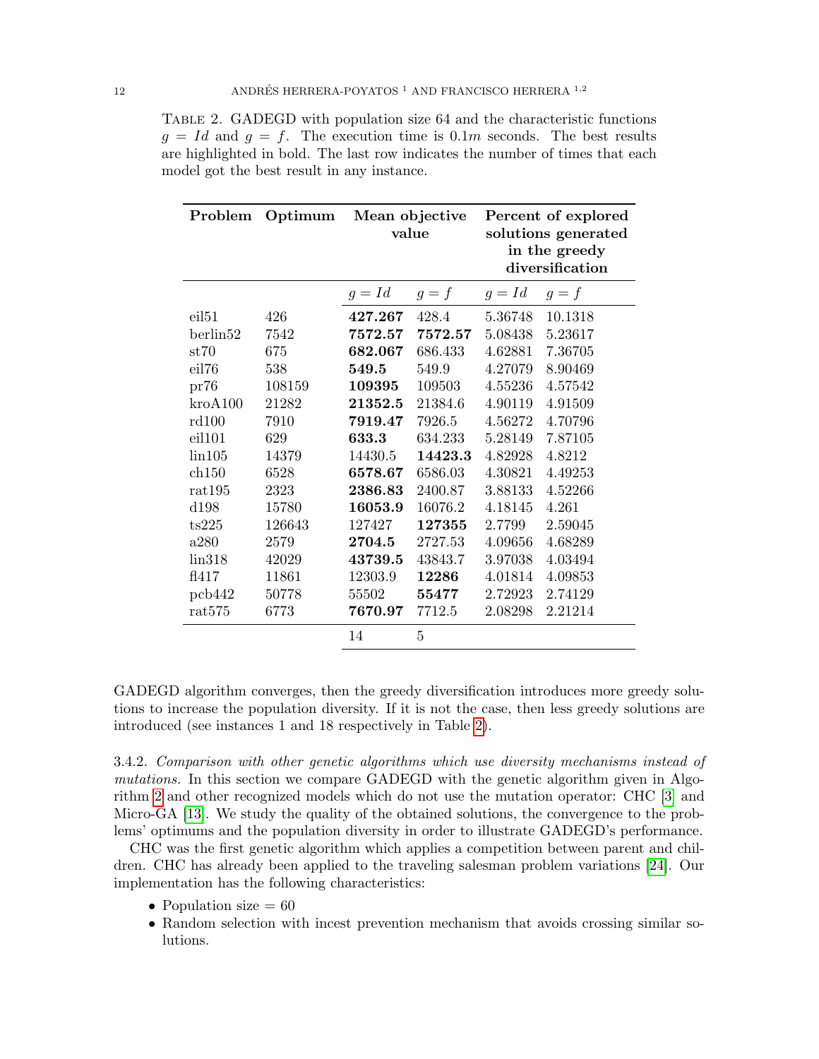Table 2. GADEGD with population size 64 and the characteristic functions $g = Id$ and $g = f$. The execution time is $0.1m$ seconds. The best results are highlighted in bold. The last row indicates the number of times that each model got the best result in any instance.

| **Problem** | **Optimum** | **Mean objective value** | | **Percent of explored solutions generated in the greedy diversification** | |
|---|---|---|---|---|---|
| | | $g = Id$ | $g = f$ | $g = Id$ | $g = f$ |
| eil51 | 426 | **427.267** | 428.4 | 5.36748 | 10.1318 |
| berlin52 | 7542 | **7572.57** | **7572.57** | 5.08438 | 5.23617 |
| st70 | 675 | **682.067** | 686.433 | 4.62881 | 7.36705 |
| eil76 | 538 | **549.5** | 549.9 | 4.27079 | 8.90469 |
| pr76 | 108159 | **109395** | 109503 | 4.55236 | 4.57542 |
| kroA100 | 21282 | **21352.5** | 21384.6 | 4.90119 | 4.91509 |
| rd100 | 7910 | **7919.47** | 7926.5 | 4.56272 | 4.70796 |
| eil101 | 629 | **633.3** | 634.233 | 5.28149 | 7.87105 |
| lin105 | 14379 | 14430.5 | **14423.3** | 4.82928 | 4.8212 |
| ch150 | 6528 | **6578.67** | 6586.03 | 4.30821 | 4.49253 |
| rat195 | 2323 | **2386.83** | 2400.87 | 3.88133 | 4.52266 |
| d198 | 15780 | **16053.9** | 16076.2 | 4.18145 | 4.261 |
| ts225 | 126643 | 127427 | **127355** | 2.7799 | 2.59045 |
| a280 | 2579 | **2704.5** | 2727.53 | 4.09656 | 4.68289 |
| lin318 | 42029 | **43739.5** | 43843.7 | 3.97038 | 4.03494 |
| fl417 | 11861 | 12303.9 | **12286** | 4.01814 | 4.09853 |
| pcb442 | 50778 | 55502 | **55477** | 2.72923 | 2.74129 |
| rat575 | 6773 | **7670.97** | 7712.5 | 2.08298 | 2.21214 |
| | | 14 | 5 | | |

GADEGD algorithm converges, then the greedy diversification introduces more greedy solutions to increase the population diversity. If it is not the case, then less greedy solutions are introduced (see instances 1 and 18 respectively in Table 2).

3.4.2. *Comparison with other genetic algorithms which use diversity mechanisms instead of mutations.* In this section we compare GADEGD with the genetic algorithm given in Algorithm 2 and other recognized models which do not use the mutation operator: CHC [3] and Micro-GA [13]. We study the quality of the obtained solutions, the convergence to the problems' optimums and the population diversity in order to illustrate GADEGD's performance.

CHC was the first genetic algorithm which applies a competition between parent and children. CHC has already been applied to the traveling salesman problem variations [24]. Our implementation has the following characteristics:

- Population size = 60
- Random selection with incest prevention mechanism that avoids crossing similar solutions.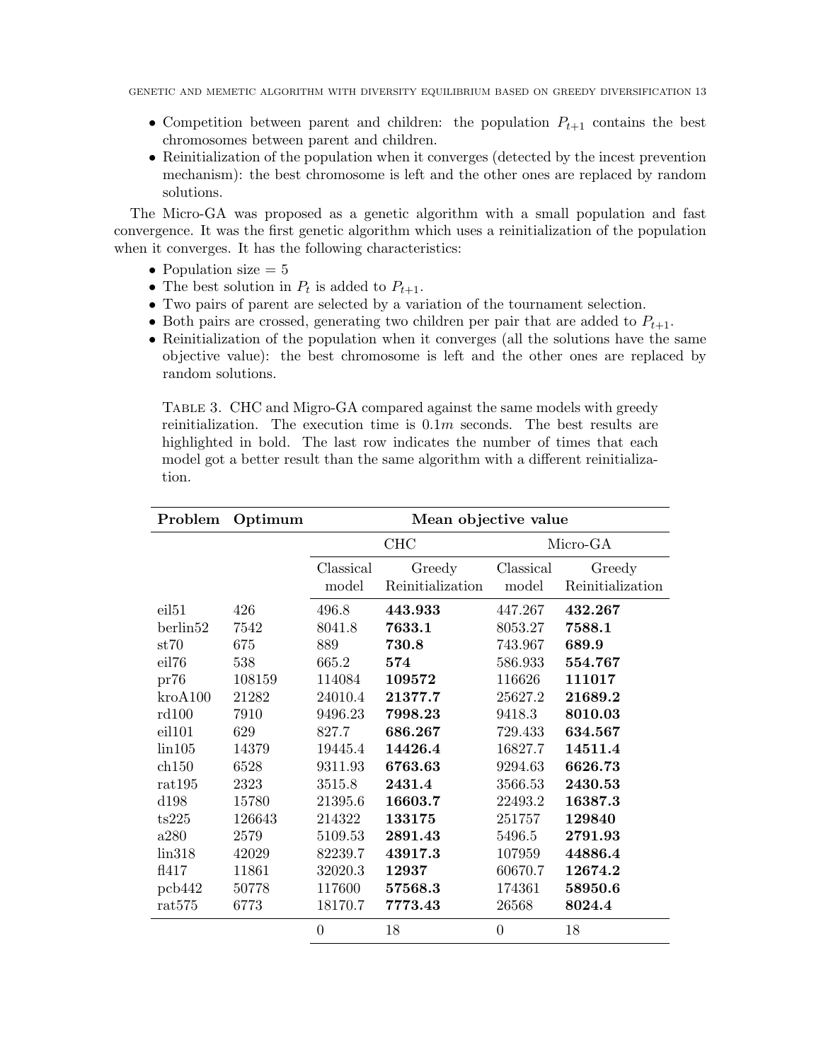- Competition between parent and children: the population $P_{t+1}$ contains the best chromosomes between parent and children.
- Reinitialization of the population when it converges (detected by the incest prevention mechanism): the best chromosome is left and the other ones are replaced by random solutions.

The Micro-GA was proposed as a genetic algorithm with a small population and fast convergence. It was the first genetic algorithm which uses a reinitialization of the population when it converges. It has the following characteristics:

- Population size = 5
- The best solution in $P_t$ is added to $P_{t+1}$.
- Two pairs of parent are selected by a variation of the tournament selection.
- Both pairs are crossed, generating two children per pair that are added to $P_{t+1}$.
- Reinitialization of the population when it converges (all the solutions have the same objective value): the best chromosome is left and the other ones are replaced by random solutions.

Table 3. CHC and Migro-GA compared against the same models with greedy reinitialization. The execution time is $0.1m$ seconds. The best results are highlighted in bold. The last row indicates the number of times that each model got a better result than the same algorithm with a different reinitialization.

| **Problem** | **Optimum** | **Mean objective value** | | | |
|---|---|---|---|---|---|
| | | CHC | | Micro-GA | |
| | | Classical model | Greedy Reinitialization | Classical model | Greedy Reinitialization |
| eil51 | 426 | 496.8 | **443.933** | 447.267 | **432.267** |
| berlin52 | 7542 | 8041.8 | **7633.1** | 8053.27 | **7588.1** |
| st70 | 675 | 889 | **730.8** | 743.967 | **689.9** |
| eil76 | 538 | 665.2 | **574** | 586.933 | **554.767** |
| pr76 | 108159 | 114084 | **109572** | 116626 | **111017** |
| kroA100 | 21282 | 24010.4 | **21377.7** | 25627.2 | **21689.2** |
| rd100 | 7910 | 9496.23 | **7998.23** | 9418.3 | **8010.03** |
| eil101 | 629 | 827.7 | **686.267** | 729.433 | **634.567** |
| lin105 | 14379 | 19445.4 | **14426.4** | 16827.7 | **14511.4** |
| ch150 | 6528 | 9311.93 | **6763.63** | 9294.63 | **6626.73** |
| rat195 | 2323 | 3515.8 | **2431.4** | 3566.53 | **2430.53** |
| d198 | 15780 | 21395.6 | **16603.7** | 22493.2 | **16387.3** |
| ts225 | 126643 | 214322 | **133175** | 251757 | **129840** |
| a280 | 2579 | 5109.53 | **2891.43** | 5496.5 | **2791.93** |
| lin318 | 42029 | 82239.7 | **43917.3** | 107959 | **44886.4** |
| fl417 | 11861 | 32020.3 | **12937** | 60670.7 | **12674.2** |
| pcb442 | 50778 | 117600 | **57568.3** | 174361 | **58950.6** |
| rat575 | 6773 | 18170.7 | **7773.43** | 26568 | **8024.4** |
| | | 0 | 18 | 0 | 18 |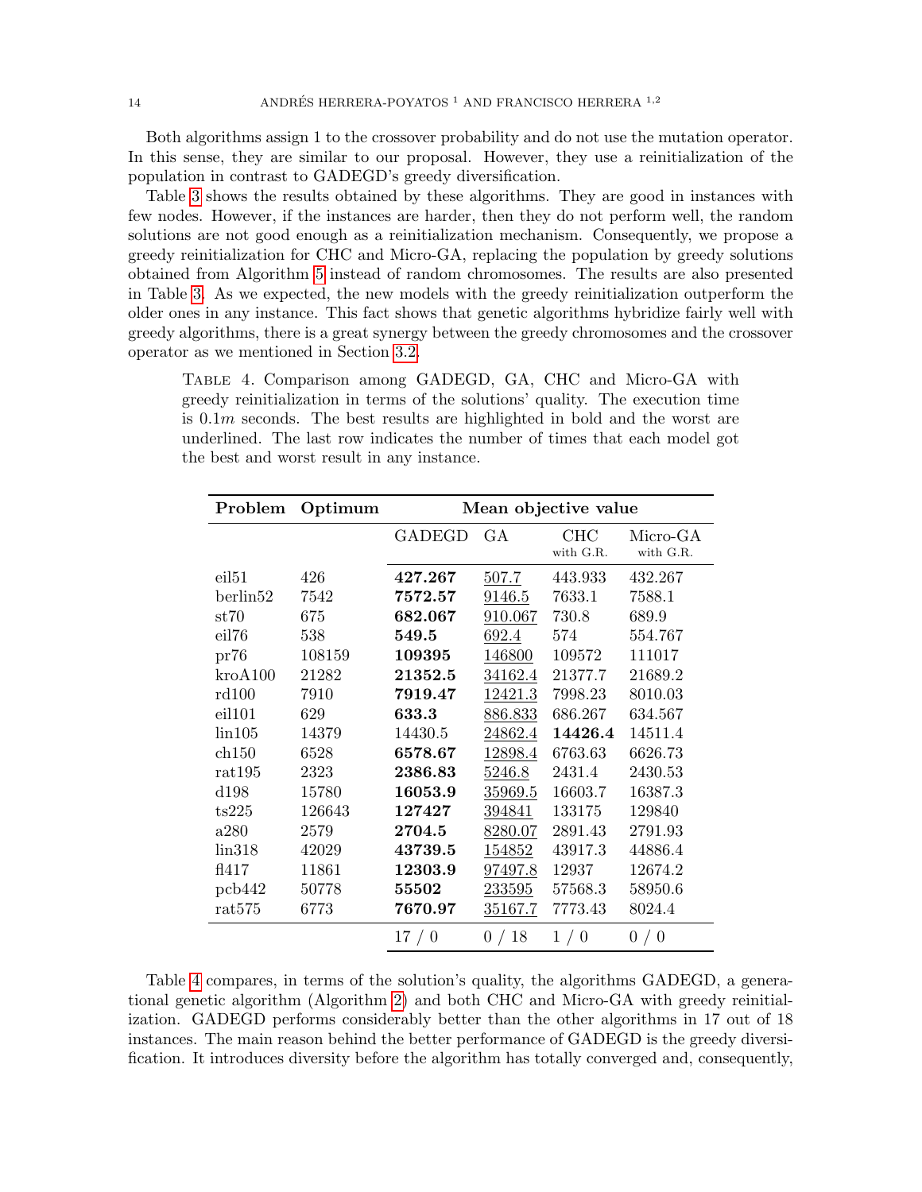Both algorithms assign 1 to the crossover probability and do not use the mutation operator. In this sense, they are similar to our proposal. However, they use a reinitialization of the population in contrast to GADEGD's greedy diversification.

Table 3 shows the results obtained by these algorithms. They are good in instances with few nodes. However, if the instances are harder, then they do not perform well, the random solutions are not good enough as a reinitialization mechanism. Consequently, we propose a greedy reinitialization for CHC and Micro-GA, replacing the population by greedy solutions obtained from Algorithm 5 instead of random chromosomes. The results are also presented in Table 3. As we expected, the new models with the greedy reinitialization outperform the older ones in any instance. This fact shows that genetic algorithms hybridize fairly well with greedy algorithms, there is a great synergy between the greedy chromosomes and the crossover operator as we mentioned in Section 3.2.

Table 4. Comparison among GADEGD, GA, CHC and Micro-GA with greedy reinitialization in terms of the solutions' quality. The execution time is $0.1m$ seconds. The best results are highlighted in bold and the worst are underlined. The last row indicates the number of times that each model got the best and worst result in any instance.

| Problem | Optimum | Mean objective value | | | |
|---|---|---|---|---|---|
| | | GADEGD | GA | CHC with G.R. | Micro-GA with G.R. |
| eil51 | 426 | **427.267** | <u>507.7</u> | 443.933 | 432.267 |
| berlin52 | 7542 | **7572.57** | <u>9146.5</u> | 7633.1 | 7588.1 |
| st70 | 675 | **682.067** | <u>910.067</u> | 730.8 | 689.9 |
| eil76 | 538 | **549.5** | <u>692.4</u> | 574 | 554.767 |
| pr76 | 108159 | **109395** | <u>146800</u> | 109572 | 111017 |
| kroA100 | 21282 | **21352.5** | <u>34162.4</u> | 21377.7 | 21689.2 |
| rd100 | 7910 | **7919.47** | <u>12421.3</u> | 7998.23 | 8010.03 |
| eil101 | 629 | **633.3** | <u>886.833</u> | 686.267 | 634.567 |
| lin105 | 14379 | 14430.5 | <u>24862.4</u> | **14426.4** | 14511.4 |
| ch150 | 6528 | **6578.67** | <u>12898.4</u> | 6763.63 | 6626.73 |
| rat195 | 2323 | **2386.83** | <u>5246.8</u> | 2431.4 | 2430.53 |
| d198 | 15780 | **16053.9** | <u>35969.5</u> | 16603.7 | 16387.3 |
| ts225 | 126643 | **127427** | <u>394841</u> | 133175 | 129840 |
| a280 | 2579 | **2704.5** | <u>8280.07</u> | 2891.43 | 2791.93 |
| lin318 | 42029 | **43739.5** | <u>154852</u> | 43917.3 | 44886.4 |
| fl417 | 11861 | **12303.9** | <u>97497.8</u> | 12937 | 12674.2 |
| pcb442 | 50778 | **55502** | <u>233595</u> | 57568.3 | 58950.6 |
| rat575 | 6773 | **7670.97** | <u>35167.7</u> | 7773.43 | 8024.4 |
| | | 17 / 0 | 0 / 18 | 1 / 0 | 0 / 0 |

Table 4 compares, in terms of the solution's quality, the algorithms GADEGD, a generational genetic algorithm (Algorithm 2) and both CHC and Micro-GA with greedy reinitialization. GADEGD performs considerably better than the other algorithms in 17 out of 18 instances. The main reason behind the better performance of GADEGD is the greedy diversification. It introduces diversity before the algorithm has totally converged and, consequently,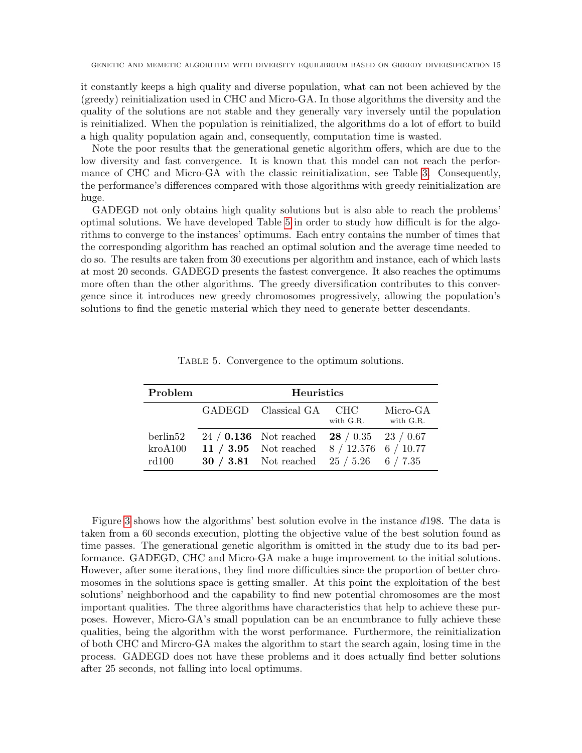it constantly keeps a high quality and diverse population, what can not been achieved by the (greedy) reinitialization used in CHC and Micro-GA. In those algorithms the diversity and the quality of the solutions are not stable and they generally vary inversely until the population is reinitialized. When the population is reinitialized, the algorithms do a lot of effort to build a high quality population again and, consequently, computation time is wasted.

Note the poor results that the generational genetic algorithm offers, which are due to the low diversity and fast convergence. It is known that this model can not reach the performance of CHC and Micro-GA with the classic reinitialization, see Table 3. Consequently, the performance's differences compared with those algorithms with greedy reinitialization are huge.

GADEGD not only obtains high quality solutions but is also able to reach the problems' optimal solutions. We have developed Table 5 in order to study how difficult is for the algorithms to converge to the instances' optimums. Each entry contains the number of times that the corresponding algorithm has reached an optimal solution and the average time needed to do so. The results are taken from 30 executions per algorithm and instance, each of which lasts at most 20 seconds. GADEGD presents the fastest convergence. It also reaches the optimums more often than the other algorithms. The greedy diversification contributes to this convergence since it introduces new greedy chromosomes progressively, allowing the population's solutions to find the genetic material which they need to generate better descendants.

Table 5. Convergence to the optimum solutions.

| Problem | Heuristics | | | |
|---|---|---|---|---|
| | GADEGD | Classical GA | CHC with G.R. | Micro-GA with G.R. |
| berlin52 | 24 / **0.136** | Not reached | **28** / 0.35 | 23 / 0.67 |
| kroA100 | **11 / 3.95** | Not reached | 8 / 12.576 | 6 / 10.77 |
| rd100 | **30 / 3.81** | Not reached | 25 / 5.26 | 6 / 7.35 |

Figure 3 shows how the algorithms' best solution evolve in the instance *d*198. The data is taken from a 60 seconds execution, plotting the objective value of the best solution found as time passes. The generational genetic algorithm is omitted in the study due to its bad performance. GADEGD, CHC and Micro-GA make a huge improvement to the initial solutions. However, after some iterations, they find more difficulties since the proportion of better chromosomes in the solutions space is getting smaller. At this point the exploitation of the best solutions' neighborhood and the capability to find new potential chromosomes are the most important qualities. The three algorithms have characteristics that help to achieve these purposes. However, Micro-GA's small population can be an encumbrance to fully achieve these qualities, being the algorithm with the worst performance. Furthermore, the reinitialization of both CHC and Mircro-GA makes the algorithm to start the search again, losing time in the process. GADEGD does not have these problems and it does actually find better solutions after 25 seconds, not falling into local optimums.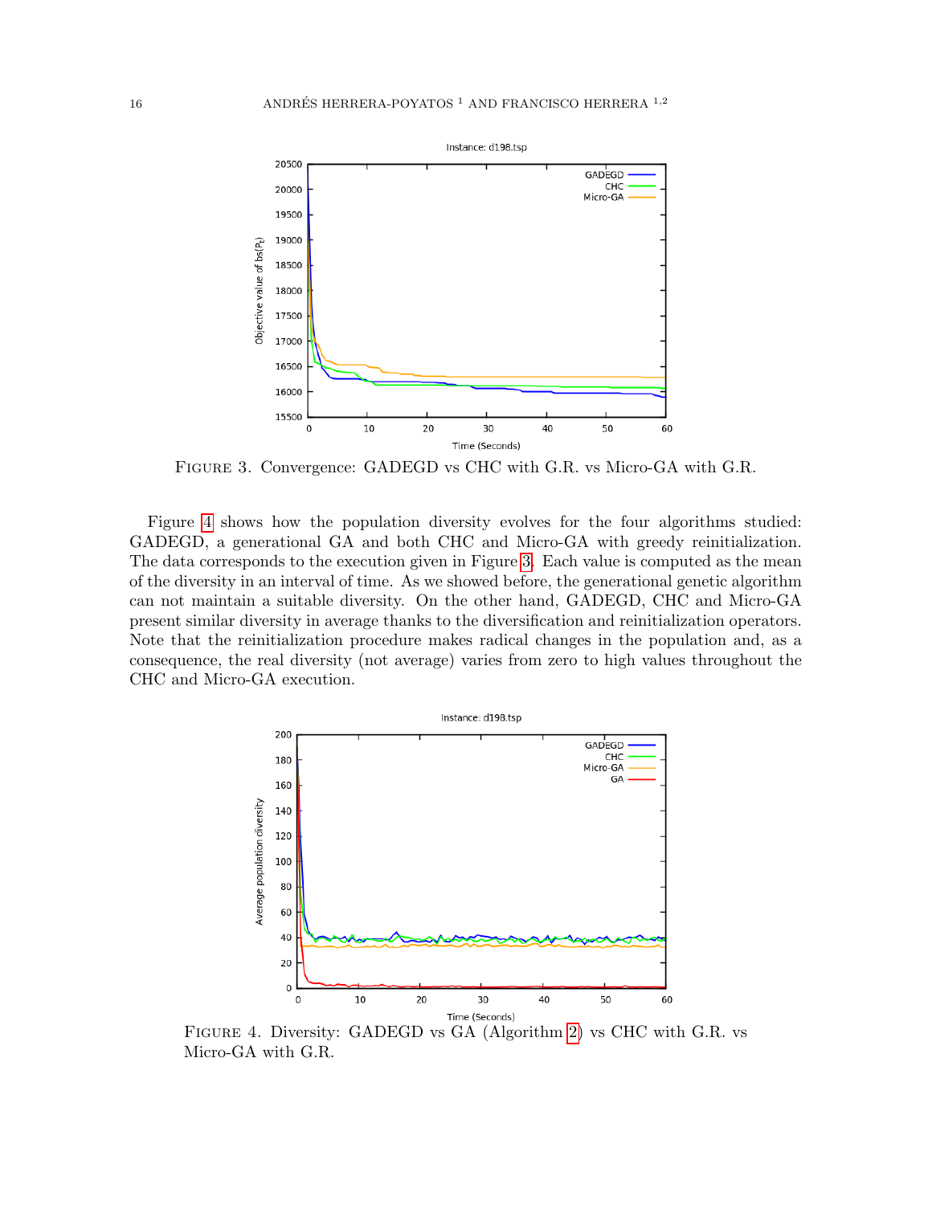FIGURE 3. Convergence: GADEGD vs CHC with G.R. vs Micro-GA with G.R.

Figure 4 shows how the population diversity evolves for the four algorithms studied: GADEGD, a generational GA and both CHC and Micro-GA with greedy reinitialization. The data corresponds to the execution given in Figure 3. Each value is computed as the mean of the diversity in an interval of time. As we showed before, the generational genetic algorithm can not maintain a suitable diversity. On the other hand, GADEGD, CHC and Micro-GA present similar diversity in average thanks to the diversification and reinitialization operators. Note that the reinitialization procedure makes radical changes in the population and, as a consequence, the real diversity (not average) varies from zero to high values throughout the CHC and Micro-GA execution.

FIGURE 4. Diversity: GADEGD vs GA (Algorithm 2) vs CHC with G.R. vs Micro-GA with G.R.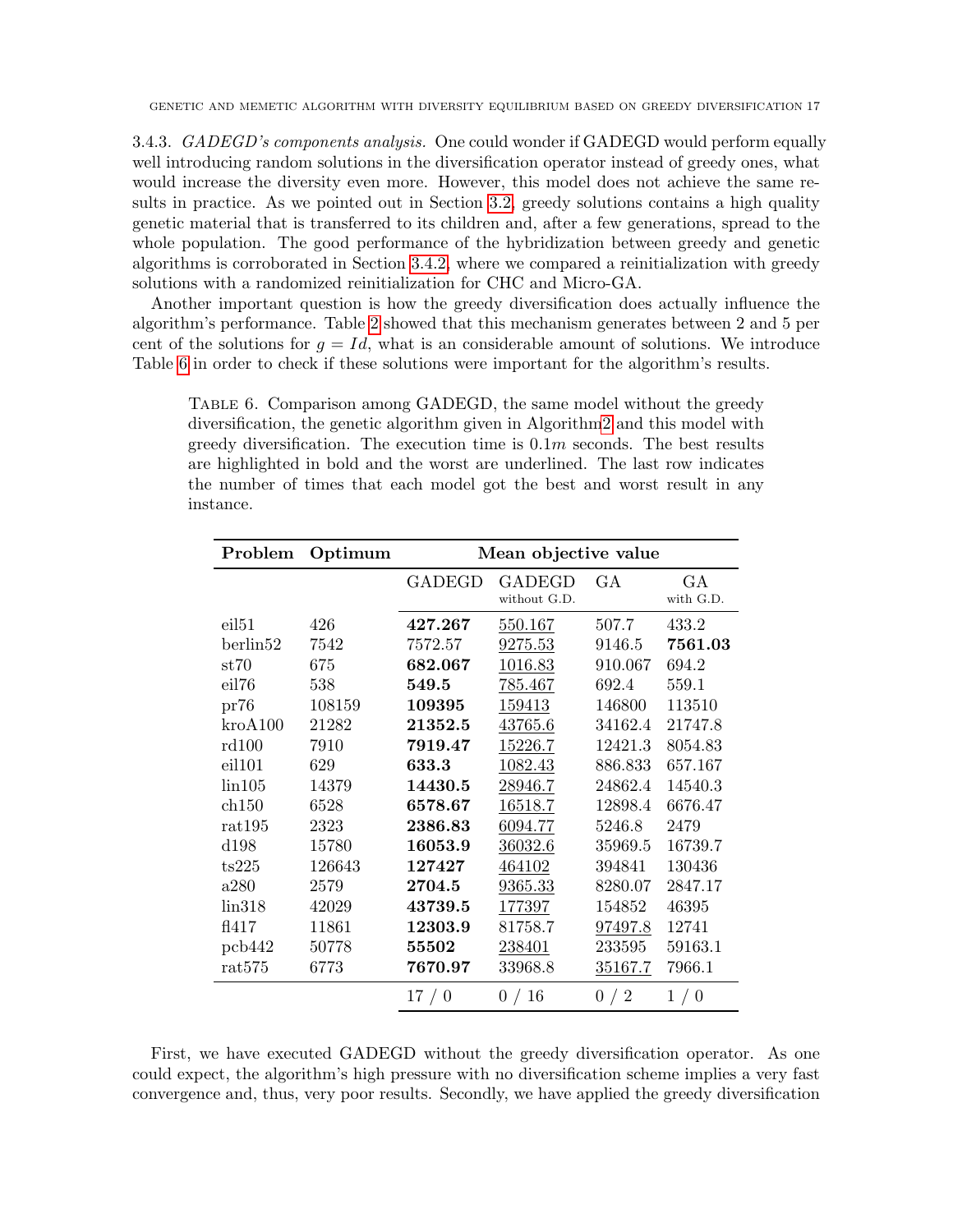3.4.3. *GADEGD's components analysis.* One could wonder if GADEGD would perform equally well introducing random solutions in the diversification operator instead of greedy ones, what would increase the diversity even more. However, this model does not achieve the same results in practice. As we pointed out in Section 3.2, greedy solutions contains a high quality genetic material that is transferred to its children and, after a few generations, spread to the whole population. The good performance of the hybridization between greedy and genetic algorithms is corroborated in Section 3.4.2, where we compared a reinitialization with greedy solutions with a randomized reinitialization for CHC and Micro-GA.

Another important question is how the greedy diversification does actually influence the algorithm's performance. Table 2 showed that this mechanism generates between 2 and 5 per cent of the solutions for $g = Id$, what is an considerable amount of solutions. We introduce Table 6 in order to check if these solutions were important for the algorithm's results.

Table 6. Comparison among GADEGD, the same model without the greedy diversification, the genetic algorithm given in Algorithm2 and this model with greedy diversification. The execution time is $0.1m$ seconds. The best results are highlighted in bold and the worst are underlined. The last row indicates the number of times that each model got the best and worst result in any instance.

| Problem | Optimum | Mean objective value | | | |
|---|---|---|---|---|---|
| | | GADEGD | GADEGD without G.D. | GA | GA with G.D. |
| eil51 | 426 | **427.267** | <u>550.167</u> | 507.7 | 433.2 |
| berlin52 | 7542 | 7572.57 | <u>9275.53</u> | 9146.5 | **7561.03** |
| st70 | 675 | **682.067** | <u>1016.83</u> | 910.067 | 694.2 |
| eil76 | 538 | **549.5** | <u>785.467</u> | 692.4 | 559.1 |
| pr76 | 108159 | **109395** | <u>159413</u> | 146800 | 113510 |
| kroA100 | 21282 | **21352.5** | <u>43765.6</u> | 34162.4 | 21747.8 |
| rd100 | 7910 | **7919.47** | <u>15226.7</u> | 12421.3 | 8054.83 |
| eil101 | 629 | **633.3** | <u>1082.43</u> | 886.833 | 657.167 |
| lin105 | 14379 | **14430.5** | <u>28946.7</u> | 24862.4 | 14540.3 |
| ch150 | 6528 | **6578.67** | <u>16518.7</u> | 12898.4 | 6676.47 |
| rat195 | 2323 | **2386.83** | <u>6094.77</u> | 5246.8 | 2479 |
| d198 | 15780 | **16053.9** | <u>36032.6</u> | 35969.5 | 16739.7 |
| ts225 | 126643 | **127427** | <u>464102</u> | 394841 | 130436 |
| a280 | 2579 | **2704.5** | <u>9365.33</u> | 8280.07 | 2847.17 |
| lin318 | 42029 | **43739.5** | <u>177397</u> | 154852 | 46395 |
| fl417 | 11861 | **12303.9** | 81758.7 | <u>97497.8</u> | 12741 |
| pcb442 | 50778 | **55502** | <u>238401</u> | 233595 | 59163.1 |
| rat575 | 6773 | **7670.97** | 33968.8 | <u>35167.7</u> | 7966.1 |
| | | 17 / 0 | 0 / 16 | 0 / 2 | 1 / 0 |

First, we have executed GADEGD without the greedy diversification operator. As one could expect, the algorithm's high pressure with no diversification scheme implies a very fast convergence and, thus, very poor results. Secondly, we have applied the greedy diversification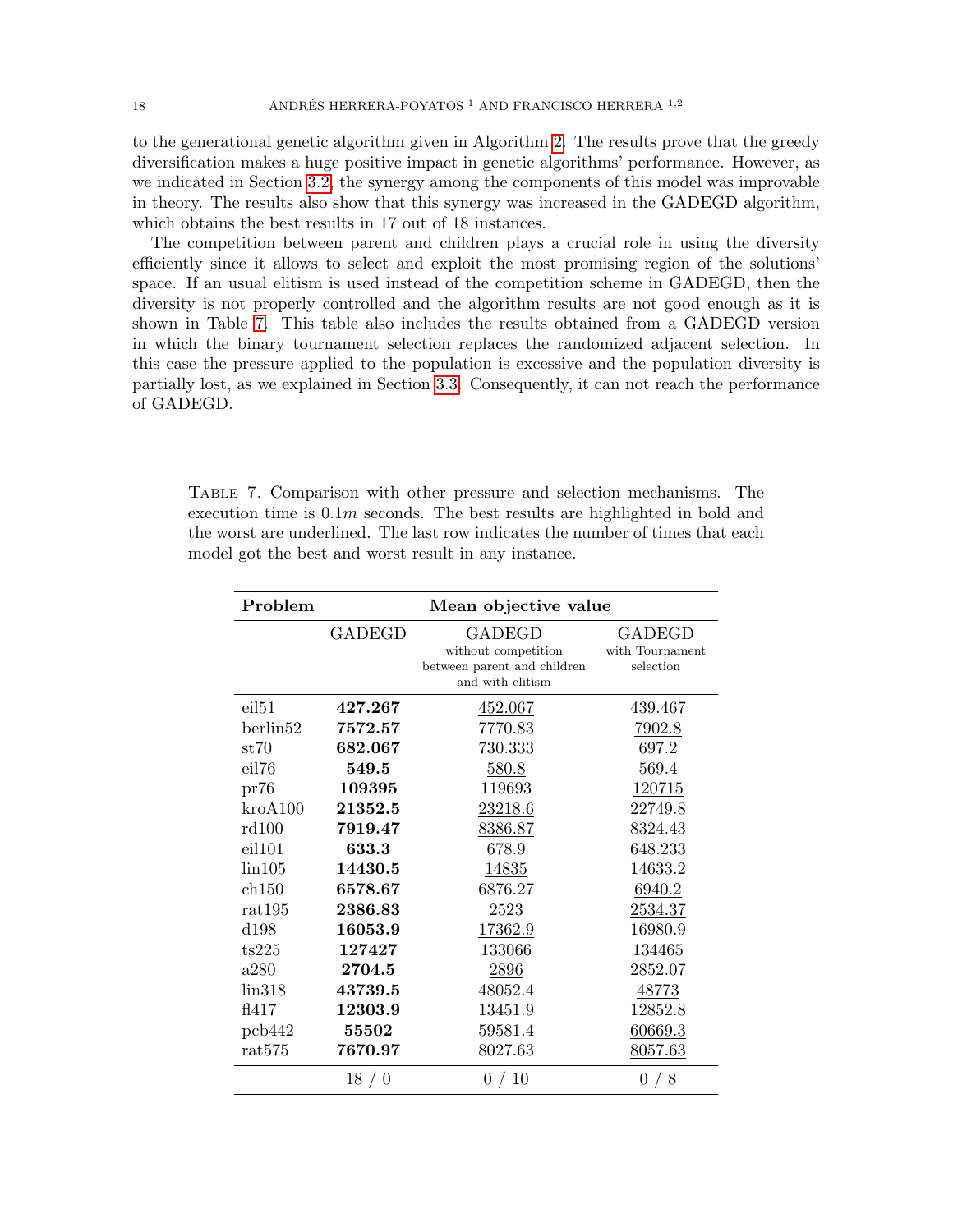to the generational genetic algorithm given in Algorithm 2. The results prove that the greedy diversification makes a huge positive impact in genetic algorithms' performance. However, as we indicated in Section 3.2, the synergy among the components of this model was improvable in theory. The results also show that this synergy was increased in the GADEGD algorithm, which obtains the best results in 17 out of 18 instances.

The competition between parent and children plays a crucial role in using the diversity efficiently since it allows to select and exploit the most promising region of the solutions' space. If an usual elitism is used instead of the competition scheme in GADEGD, then the diversity is not properly controlled and the algorithm results are not good enough as it is shown in Table 7. This table also includes the results obtained from a GADEGD version in which the binary tournament selection replaces the randomized adjacent selection. In this case the pressure applied to the population is excessive and the population diversity is partially lost, as we explained in Section 3.3. Consequently, it can not reach the performance of GADEGD.

Table 7. Comparison with other pressure and selection mechanisms. The execution time is $0.1m$ seconds. The best results are highlighted in bold and the worst are underlined. The last row indicates the number of times that each model got the best and worst result in any instance.

| Problem | Mean objective value | | |
|---|---|---|---|
| | GADEGD | GADEGD without competition between parent and children and with elitism | GADEGD with Tournament selection |
| eil51 | **427.267** | <u>452.067</u> | 439.467 |
| berlin52 | **7572.57** | 7770.83 | <u>7902.8</u> |
| st70 | **682.067** | <u>730.333</u> | 697.2 |
| eil76 | **549.5** | <u>580.8</u> | 569.4 |
| pr76 | **109395** | 119693 | <u>120715</u> |
| kroA100 | **21352.5** | <u>23218.6</u> | 22749.8 |
| rd100 | **7919.47** | <u>8386.87</u> | 8324.43 |
| eil101 | **633.3** | <u>678.9</u> | 648.233 |
| lin105 | **14430.5** | <u>14835</u> | 14633.2 |
| ch150 | **6578.67** | 6876.27 | <u>6940.2</u> |
| rat195 | **2386.83** | 2523 | <u>2534.37</u> |
| d198 | **16053.9** | <u>17362.9</u> | 16980.9 |
| ts225 | **127427** | 133066 | <u>134465</u> |
| a280 | **2704.5** | <u>2896</u> | 2852.07 |
| lin318 | **43739.5** | 48052.4 | <u>48773</u> |
| fl417 | **12303.9** | <u>13451.9</u> | 12852.8 |
| pcb442 | **55502** | 59581.4 | <u>60669.3</u> |
| rat575 | **7670.97** | 8027.63 | <u>8057.63</u> |
| | 18 / 0 | 0 / 10 | 0 / 8 |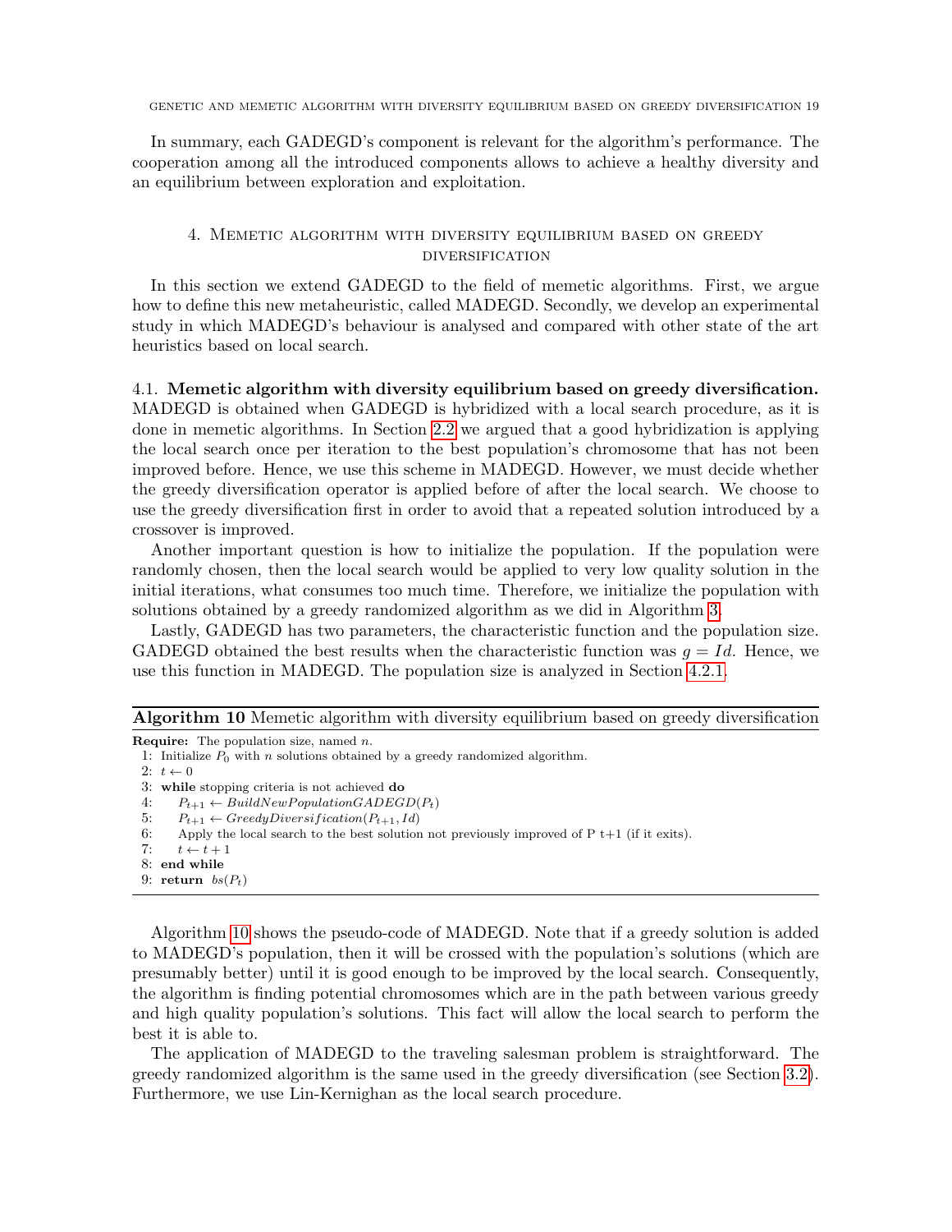In summary, each GADEGD's component is relevant for the algorithm's performance. The cooperation among all the introduced components allows to achieve a healthy diversity and an equilibrium between exploration and exploitation.

## 4. Memetic algorithm with diversity equilibrium based on greedy diversification

In this section we extend GADEGD to the field of memetic algorithms. First, we argue how to define this new metaheuristic, called MADEGD. Secondly, we develop an experimental study in which MADEGD's behaviour is analysed and compared with other state of the art heuristics based on local search.

### 4.1. Memetic algorithm with diversity equilibrium based on greedy diversification.

MADEGD is obtained when GADEGD is hybridized with a local search procedure, as it is done in memetic algorithms. In Section 2.2 we argued that a good hybridization is applying the local search once per iteration to the best population's chromosome that has not been improved before. Hence, we use this scheme in MADEGD. However, we must decide whether the greedy diversification operator is applied before of after the local search. We choose to use the greedy diversification first in order to avoid that a repeated solution introduced by a crossover is improved.

Another important question is how to initialize the population. If the population were randomly chosen, then the local search would be applied to very low quality solution in the initial iterations, what consumes too much time. Therefore, we initialize the population with solutions obtained by a greedy randomized algorithm as we did in Algorithm 3.

Lastly, GADEGD has two parameters, the characteristic function and the population size. GADEGD obtained the best results when the characteristic function was $g = Id$. Hence, we use this function in MADEGD. The population size is analyzed in Section 4.2.1.

**Algorithm 10** Memetic algorithm with diversity equilibrium based on greedy diversification

```
Require: The population size, named n.
1: Initialize P_0 with n solutions obtained by a greedy randomized algorithm.
2: t ← 0
3: while stopping criteria is not achieved do
4:     P_{t+1} ← BuildNewPopulationGADEGD(P_t)
5:     P_{t+1} ← GreedyDiversification(P_{t+1}, Id)
6:     Apply the local search to the best solution not previously improved of P t+1 (if it exits).
7:     t ← t + 1
8: end while
9: return bs(P_t)
```

Algorithm 10 shows the pseudo-code of MADEGD. Note that if a greedy solution is added to MADEGD's population, then it will be crossed with the population's solutions (which are presumably better) until it is good enough to be improved by the local search. Consequently, the algorithm is finding potential chromosomes which are in the path between various greedy and high quality population's solutions. This fact will allow the local search to perform the best it is able to.

The application of MADEGD to the traveling salesman problem is straightforward. The greedy randomized algorithm is the same used in the greedy diversification (see Section 3.2). Furthermore, we use Lin-Kernighan as the local search procedure.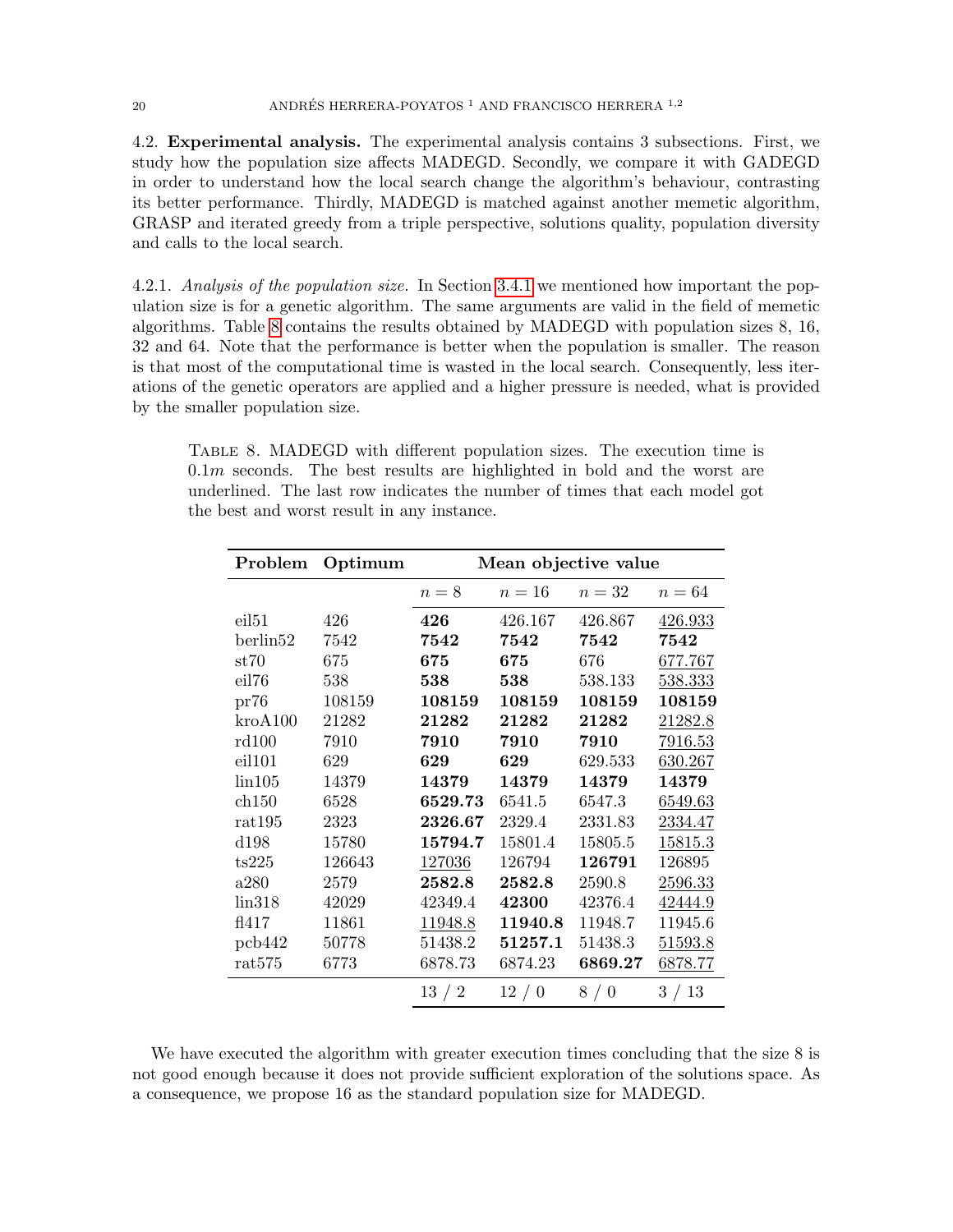4.2. **Experimental analysis.** The experimental analysis contains 3 subsections. First, we study how the population size affects MADEGD. Secondly, we compare it with GADEGD in order to understand how the local search change the algorithm's behaviour, contrasting its better performance. Thirdly, MADEGD is matched against another memetic algorithm, GRASP and iterated greedy from a triple perspective, solutions quality, population diversity and calls to the local search.

4.2.1. *Analysis of the population size.* In Section 3.4.1 we mentioned how important the population size is for a genetic algorithm. The same arguments are valid in the field of memetic algorithms. Table 8 contains the results obtained by MADEGD with population sizes 8, 16, 32 and 64. Note that the performance is better when the population is smaller. The reason is that most of the computational time is wasted in the local search. Consequently, less iterations of the genetic operators are applied and a higher pressure is needed, what is provided by the smaller population size.

Table 8. MADEGD with different population sizes. The execution time is $0.1m$ seconds. The best results are highlighted in bold and the worst are underlined. The last row indicates the number of times that each model got the best and worst result in any instance.

| Problem | Optimum | Mean objective value | | | |
|---|---|---|---|---|---|
| | | $n = 8$ | $n = 16$ | $n = 32$ | $n = 64$ |
| eil51 | 426 | **426** | 426.167 | 426.867 | <u>426.933</u> |
| berlin52 | 7542 | **7542** | **7542** | **7542** | **7542** |
| st70 | 675 | **675** | **675** | 676 | <u>677.767</u> |
| eil76 | 538 | **538** | **538** | 538.133 | <u>538.333</u> |
| pr76 | 108159 | **108159** | **108159** | **108159** | **108159** |
| kroA100 | 21282 | **21282** | **21282** | **21282** | <u>21282.8</u> |
| rd100 | 7910 | **7910** | **7910** | **7910** | <u>7916.53</u> |
| eil101 | 629 | **629** | **629** | 629.533 | <u>630.267</u> |
| lin105 | 14379 | **14379** | **14379** | **14379** | **14379** |
| ch150 | 6528 | **6529.73** | 6541.5 | 6547.3 | <u>6549.63</u> |
| rat195 | 2323 | **2326.67** | 2329.4 | 2331.83 | <u>2334.47</u> |
| d198 | 15780 | **15794.7** | 15801.4 | 15805.5 | <u>15815.3</u> |
| ts225 | 126643 | <u>127036</u> | 126794 | **126791** | 126895 |
| a280 | 2579 | **2582.8** | **2582.8** | 2590.8 | <u>2596.33</u> |
| lin318 | 42029 | 42349.4 | **42300** | 42376.4 | <u>42444.9</u> |
| fl417 | 11861 | <u>11948.8</u> | **11940.8** | 11948.7 | 11945.6 |
| pcb442 | 50778 | 51438.2 | **51257.1** | 51438.3 | <u>51593.8</u> |
| rat575 | 6773 | 6878.73 | 6874.23 | **6869.27** | <u>6878.77</u> |
| | | 13 / 2 | 12 / 0 | 8 / 0 | 3 / 13 |

We have executed the algorithm with greater execution times concluding that the size 8 is not good enough because it does not provide sufficient exploration of the solutions space. As a consequence, we propose 16 as the standard population size for MADEGD.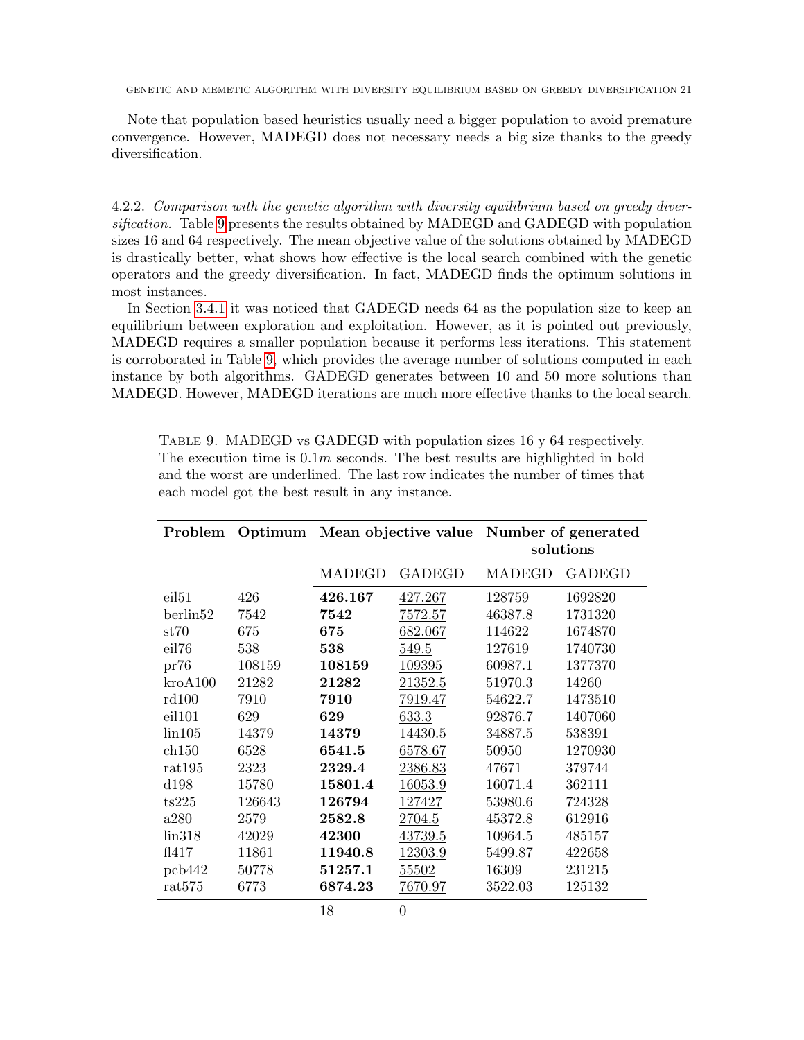Note that population based heuristics usually need a bigger population to avoid premature convergence. However, MADEGD does not necessary needs a big size thanks to the greedy diversification.

4.2.2. *Comparison with the genetic algorithm with diversity equilibrium based on greedy diversification.* Table 9 presents the results obtained by MADEGD and GADEGD with population sizes 16 and 64 respectively. The mean objective value of the solutions obtained by MADEGD is drastically better, what shows how effective is the local search combined with the genetic operators and the greedy diversification. In fact, MADEGD finds the optimum solutions in most instances.

In Section 3.4.1 it was noticed that GADEGD needs 64 as the population size to keep an equilibrium between exploration and exploitation. However, as it is pointed out previously, MADEGD requires a smaller population because it performs less iterations. This statement is corroborated in Table 9, which provides the average number of solutions computed in each instance by both algorithms. GADEGD generates between 10 and 50 more solutions than MADEGD. However, MADEGD iterations are much more effective thanks to the local search.

Table 9. MADEGD vs GADEGD with population sizes 16 y 64 respectively. The execution time is $0.1m$ seconds. The best results are highlighted in bold and the worst are underlined. The last row indicates the number of times that each model got the best result in any instance.

| **Problem** | **Optimum** | **Mean objective value** | | **Number of generated solutions** | |
|---|---|---|---|---|---|
| | | MADEGD | GADEGD | MADEGD | GADEGD |
| eil51 | 426 | **426.167** | <u>427.267</u> | 128759 | 1692820 |
| berlin52 | 7542 | **7542** | <u>7572.57</u> | 46387.8 | 1731320 |
| st70 | 675 | **675** | <u>682.067</u> | 114622 | 1674870 |
| eil76 | 538 | **538** | <u>549.5</u> | 127619 | 1740730 |
| pr76 | 108159 | **108159** | <u>109395</u> | 60987.1 | 1377370 |
| kroA100 | 21282 | **21282** | <u>21352.5</u> | 51970.3 | 14260 |
| rd100 | 7910 | **7910** | <u>7919.47</u> | 54622.7 | 1473510 |
| eil101 | 629 | **629** | <u>633.3</u> | 92876.7 | 1407060 |
| lin105 | 14379 | **14379** | <u>14430.5</u> | 34887.5 | 538391 |
| ch150 | 6528 | **6541.5** | <u>6578.67</u> | 50950 | 1270930 |
| rat195 | 2323 | **2329.4** | <u>2386.83</u> | 47671 | 379744 |
| d198 | 15780 | **15801.4** | <u>16053.9</u> | 16071.4 | 362111 |
| ts225 | 126643 | **126794** | <u>127427</u> | 53980.6 | 724328 |
| a280 | 2579 | **2582.8** | <u>2704.5</u> | 45372.8 | 612916 |
| lin318 | 42029 | **42300** | <u>43739.5</u> | 10964.5 | 485157 |
| fl417 | 11861 | **11940.8** | <u>12303.9</u> | 5499.87 | 422658 |
| pcb442 | 50778 | **51257.1** | <u>55502</u> | 16309 | 231215 |
| rat575 | 6773 | **6874.23** | <u>7670.97</u> | 3522.03 | 125132 |
| | | 18 | 0 | | |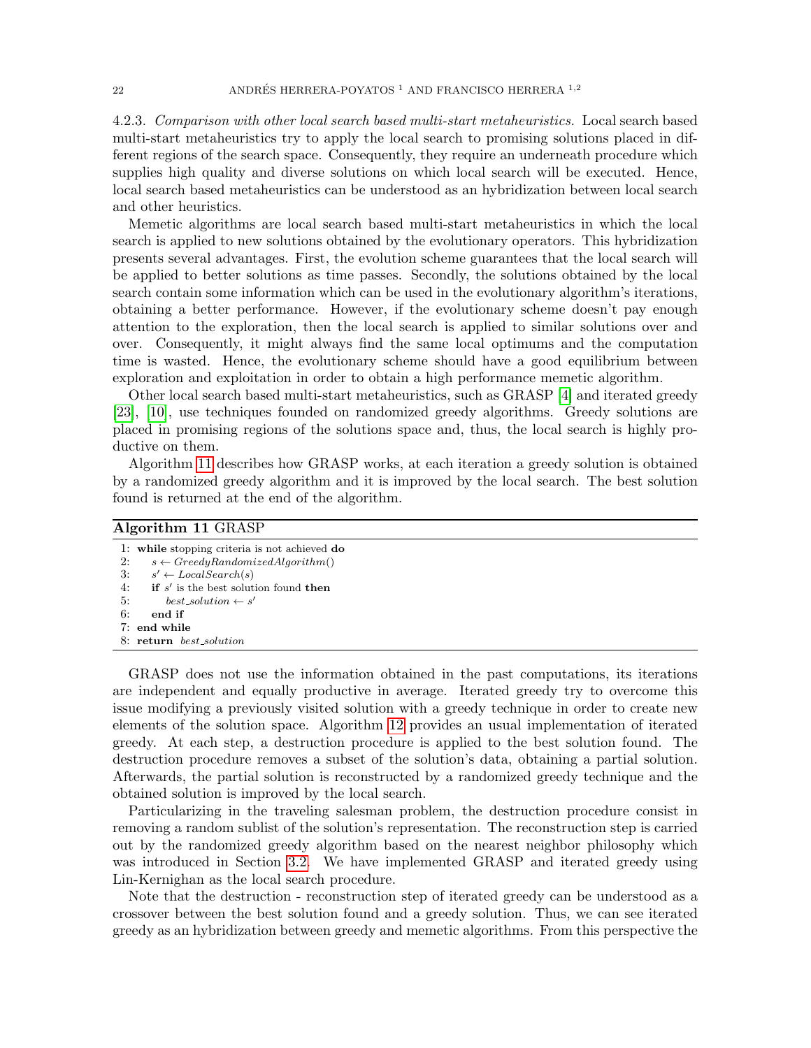4.2.3. *Comparison with other local search based multi-start metaheuristics.* Local search based multi-start metaheuristics try to apply the local search to promising solutions placed in different regions of the search space. Consequently, they require an underneath procedure which supplies high quality and diverse solutions on which local search will be executed. Hence, local search based metaheuristics can be understood as an hybridization between local search and other heuristics.

Memetic algorithms are local search based multi-start metaheuristics in which the local search is applied to new solutions obtained by the evolutionary operators. This hybridization presents several advantages. First, the evolution scheme guarantees that the local search will be applied to better solutions as time passes. Secondly, the solutions obtained by the local search contain some information which can be used in the evolutionary algorithm's iterations, obtaining a better performance. However, if the evolutionary scheme doesn't pay enough attention to the exploration, then the local search is applied to similar solutions over and over. Consequently, it might always find the same local optimums and the computation time is wasted. Hence, the evolutionary scheme should have a good equilibrium between exploration and exploitation in order to obtain a high performance memetic algorithm.

Other local search based multi-start metaheuristics, such as GRASP [4] and iterated greedy [23], [10], use techniques founded on randomized greedy algorithms. Greedy solutions are placed in promising regions of the solutions space and, thus, the local search is highly productive on them.

Algorithm 11 describes how GRASP works, at each iteration a greedy solution is obtained by a randomized greedy algorithm and it is improved by the local search. The best solution found is returned at the end of the algorithm.

**Algorithm 11** GRASP

```
1: while stopping criteria is not achieved do
2:     s ← GreedyRandomizedAlgorithm()
3:     s' ← LocalSearch(s)
4:     if s' is the best solution found then
5:         best_solution ← s'
6:     end if
7: end while
8: return best_solution
```

GRASP does not use the information obtained in the past computations, its iterations are independent and equally productive in average. Iterated greedy try to overcome this issue modifying a previously visited solution with a greedy technique in order to create new elements of the solution space. Algorithm 12 provides an usual implementation of iterated greedy. At each step, a destruction procedure is applied to the best solution found. The destruction procedure removes a subset of the solution's data, obtaining a partial solution. Afterwards, the partial solution is reconstructed by a randomized greedy technique and the obtained solution is improved by the local search.

Particularizing in the traveling salesman problem, the destruction procedure consist in removing a random sublist of the solution's representation. The reconstruction step is carried out by the randomized greedy algorithm based on the nearest neighbor philosophy which was introduced in Section 3.2. We have implemented GRASP and iterated greedy using Lin-Kernighan as the local search procedure.

Note that the destruction - reconstruction step of iterated greedy can be understood as a crossover between the best solution found and a greedy solution. Thus, we can see iterated greedy as an hybridization between greedy and memetic algorithms. From this perspective the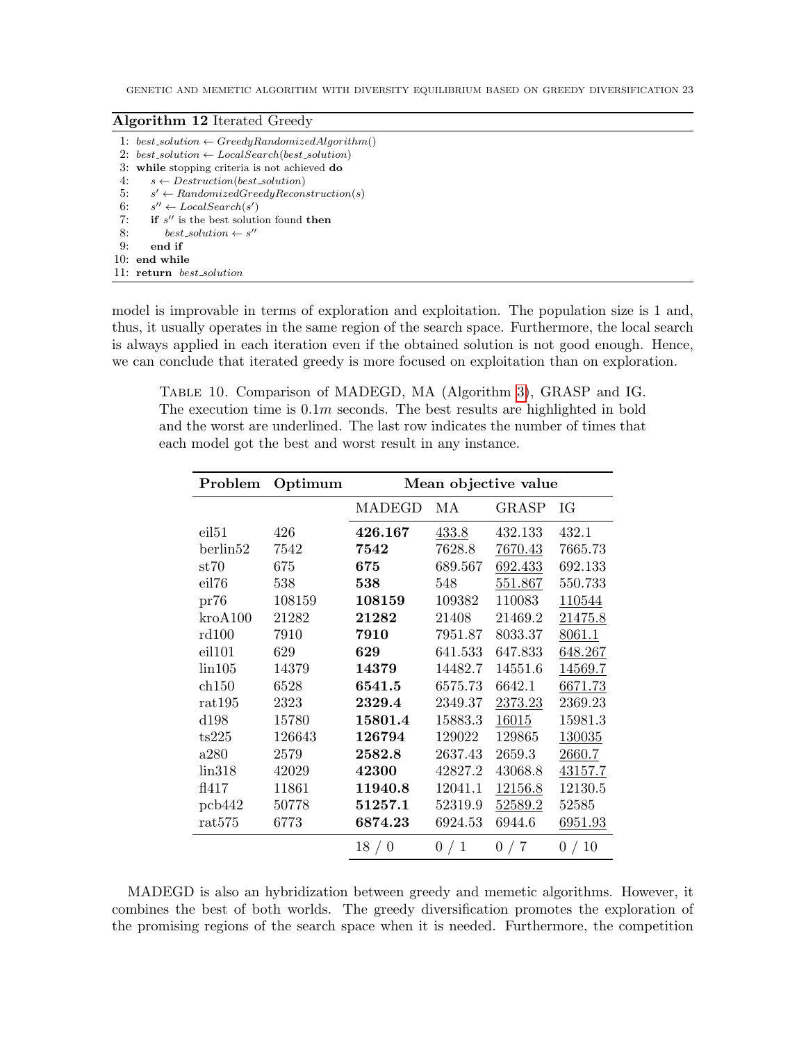**Algorithm 12** Iterated Greedy

```
1: best_solution ← GreedyRandomizedAlgorithm()
2: best_solution ← LocalSearch(best_solution)
3: while stopping criteria is not achieved do
4:     s ← Destruction(best_solution)
5:     s′ ← RandomizedGreedyReconstruction(s)
6:     s′′ ← LocalSearch(s′)
7:     if s′′ is the best solution found then
8:         best_solution ← s′′
9:     end if
10: end while
11: return best_solution
```

model is improvable in terms of exploration and exploitation. The population size is 1 and, thus, it usually operates in the same region of the search space. Furthermore, the local search is always applied in each iteration even if the obtained solution is not good enough. Hence, we can conclude that iterated greedy is more focused on exploitation than on exploration.

Table 10. Comparison of MADEGD, MA (Algorithm 3), GRASP and IG. The execution time is $0.1m$ seconds. The best results are highlighted in bold and the worst are underlined. The last row indicates the number of times that each model got the best and worst result in any instance.

| **Problem** | **Optimum** | **Mean objective value** | | | |
|---|---|---|---|---|---|
| | | MADEGD | MA | GRASP | IG |
| eil51 | 426 | **426.167** | <u>433.8</u> | 432.133 | 432.1 |
| berlin52 | 7542 | **7542** | 7628.8 | <u>7670.43</u> | 7665.73 |
| st70 | 675 | **675** | 689.567 | <u>692.433</u> | 692.133 |
| eil76 | 538 | **538** | 548 | <u>551.867</u> | 550.733 |
| pr76 | 108159 | **108159** | 109382 | 110083 | <u>110544</u> |
| kroA100 | 21282 | **21282** | 21408 | 21469.2 | <u>21475.8</u> |
| rd100 | 7910 | **7910** | 7951.87 | 8033.37 | <u>8061.1</u> |
| eil101 | 629 | **629** | 641.533 | 647.833 | <u>648.267</u> |
| lin105 | 14379 | **14379** | 14482.7 | 14551.6 | <u>14569.7</u> |
| ch150 | 6528 | **6541.5** | 6575.73 | 6642.1 | <u>6671.73</u> |
| rat195 | 2323 | **2329.4** | 2349.37 | <u>2373.23</u> | 2369.23 |
| d198 | 15780 | **15801.4** | 15883.3 | <u>16015</u> | 15981.3 |
| ts225 | 126643 | **126794** | 129022 | 129865 | <u>130035</u> |
| a280 | 2579 | **2582.8** | 2637.43 | 2659.3 | <u>2660.7</u> |
| lin318 | 42029 | **42300** | 42827.2 | 43068.8 | <u>43157.7</u> |
| fl417 | 11861 | **11940.8** | 12041.1 | <u>12156.8</u> | 12130.5 |
| pcb442 | 50778 | **51257.1** | 52319.9 | <u>52589.2</u> | 52585 |
| rat575 | 6773 | **6874.23** | 6924.53 | 6944.6 | <u>6951.93</u> |
| | | 18 / 0 | 0 / 1 | 0 / 7 | 0 / 10 |

MADEGD is also an hybridization between greedy and memetic algorithms. However, it combines the best of both worlds. The greedy diversification promotes the exploration of the promising regions of the search space when it is needed. Furthermore, the competition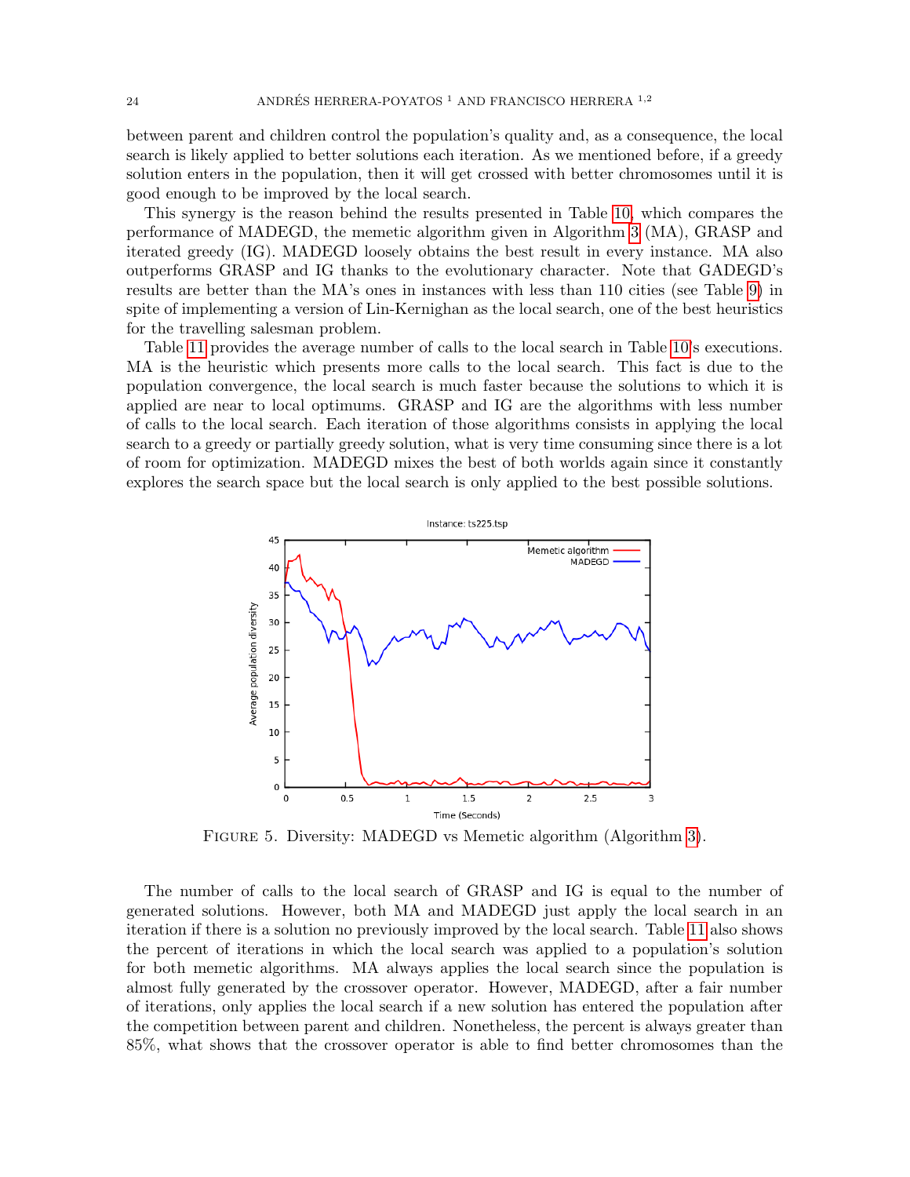between parent and children control the population's quality and, as a consequence, the local search is likely applied to better solutions each iteration. As we mentioned before, if a greedy solution enters in the population, then it will get crossed with better chromosomes until it is good enough to be improved by the local search.

This synergy is the reason behind the results presented in Table 10, which compares the performance of MADEGD, the memetic algorithm given in Algorithm 3 (MA), GRASP and iterated greedy (IG). MADEGD loosely obtains the best result in every instance. MA also outperforms GRASP and IG thanks to the evolutionary character. Note that GADEGD's results are better than the MA's ones in instances with less than 110 cities (see Table 9) in spite of implementing a version of Lin-Kernighan as the local search, one of the best heuristics for the travelling salesman problem.

Table 11 provides the average number of calls to the local search in Table 10's executions. MA is the heuristic which presents more calls to the local search. This fact is due to the population convergence, the local search is much faster because the solutions to which it is applied are near to local optimums. GRASP and IG are the algorithms with less number of calls to the local search. Each iteration of those algorithms consists in applying the local search to a greedy or partially greedy solution, what is very time consuming since there is a lot of room for optimization. MADEGD mixes the best of both worlds again since it constantly explores the search space but the local search is only applied to the best possible solutions.

Figure 5. Diversity: MADEGD vs Memetic algorithm (Algorithm 3).

The number of calls to the local search of GRASP and IG is equal to the number of generated solutions. However, both MA and MADEGD just apply the local search in an iteration if there is a solution no previously improved by the local search. Table 11 also shows the percent of iterations in which the local search was applied to a population's solution for both memetic algorithms. MA always applies the local search since the population is almost fully generated by the crossover operator. However, MADEGD, after a fair number of iterations, only applies the local search if a new solution has entered the population after the competition between parent and children. Nonetheless, the percent is always greater than 85%, what shows that the crossover operator is able to find better chromosomes than the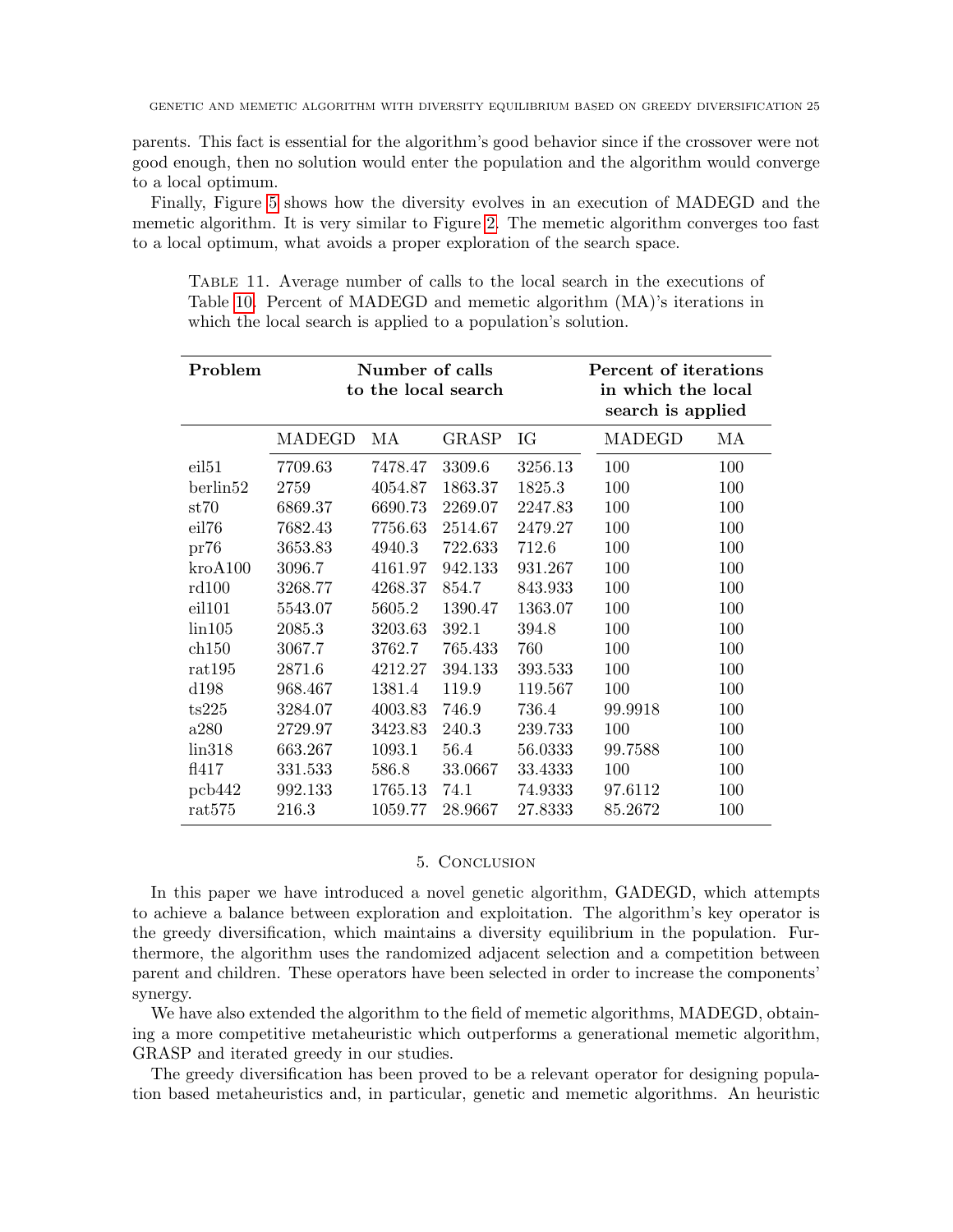parents. This fact is essential for the algorithm's good behavior since if the crossover were not good enough, then no solution would enter the population and the algorithm would converge to a local optimum.

Finally, Figure 5 shows how the diversity evolves in an execution of MADEGD and the memetic algorithm. It is very similar to Figure 2. The memetic algorithm converges too fast to a local optimum, what avoids a proper exploration of the search space.

Table 11. Average number of calls to the local search in the executions of Table 10. Percent of MADEGD and memetic algorithm (MA)'s iterations in which the local search is applied to a population's solution.

| **Problem** | **Number of calls to the local search** | | | | **Percent of iterations in which the local search is applied** | |
|---|---|---|---|---|---|---|
| | MADEGD | MA | GRASP | IG | MADEGD | MA |
| eil51 | 7709.63 | 7478.47 | 3309.6 | 3256.13 | 100 | 100 |
| berlin52 | 2759 | 4054.87 | 1863.37 | 1825.3 | 100 | 100 |
| st70 | 6869.37 | 6690.73 | 2269.07 | 2247.83 | 100 | 100 |
| eil76 | 7682.43 | 7756.63 | 2514.67 | 2479.27 | 100 | 100 |
| pr76 | 3653.83 | 4940.3 | 722.633 | 712.6 | 100 | 100 |
| kroA100 | 3096.7 | 4161.97 | 942.133 | 931.267 | 100 | 100 |
| rd100 | 3268.77 | 4268.37 | 854.7 | 843.933 | 100 | 100 |
| eil101 | 5543.07 | 5605.2 | 1390.47 | 1363.07 | 100 | 100 |
| lin105 | 2085.3 | 3203.63 | 392.1 | 394.8 | 100 | 100 |
| ch150 | 3067.7 | 3762.7 | 765.433 | 760 | 100 | 100 |
| rat195 | 2871.6 | 4212.27 | 394.133 | 393.533 | 100 | 100 |
| d198 | 968.467 | 1381.4 | 119.9 | 119.567 | 100 | 100 |
| ts225 | 3284.07 | 4003.83 | 746.9 | 736.4 | 99.9918 | 100 |
| a280 | 2729.97 | 3423.83 | 240.3 | 239.733 | 100 | 100 |
| lin318 | 663.267 | 1093.1 | 56.4 | 56.0333 | 99.7588 | 100 |
| fl417 | 331.533 | 586.8 | 33.0667 | 33.4333 | 100 | 100 |
| pcb442 | 992.133 | 1765.13 | 74.1 | 74.9333 | 97.6112 | 100 |
| rat575 | 216.3 | 1059.77 | 28.9667 | 27.8333 | 85.2672 | 100 |

## 5. Conclusion

In this paper we have introduced a novel genetic algorithm, GADEGD, which attempts to achieve a balance between exploration and exploitation. The algorithm's key operator is the greedy diversification, which maintains a diversity equilibrium in the population. Furthermore, the algorithm uses the randomized adjacent selection and a competition between parent and children. These operators have been selected in order to increase the components' synergy.

We have also extended the algorithm to the field of memetic algorithms, MADEGD, obtaining a more competitive metaheuristic which outperforms a generational memetic algorithm, GRASP and iterated greedy in our studies.

The greedy diversification has been proved to be a relevant operator for designing population based metaheuristics and, in particular, genetic and memetic algorithms. An heuristic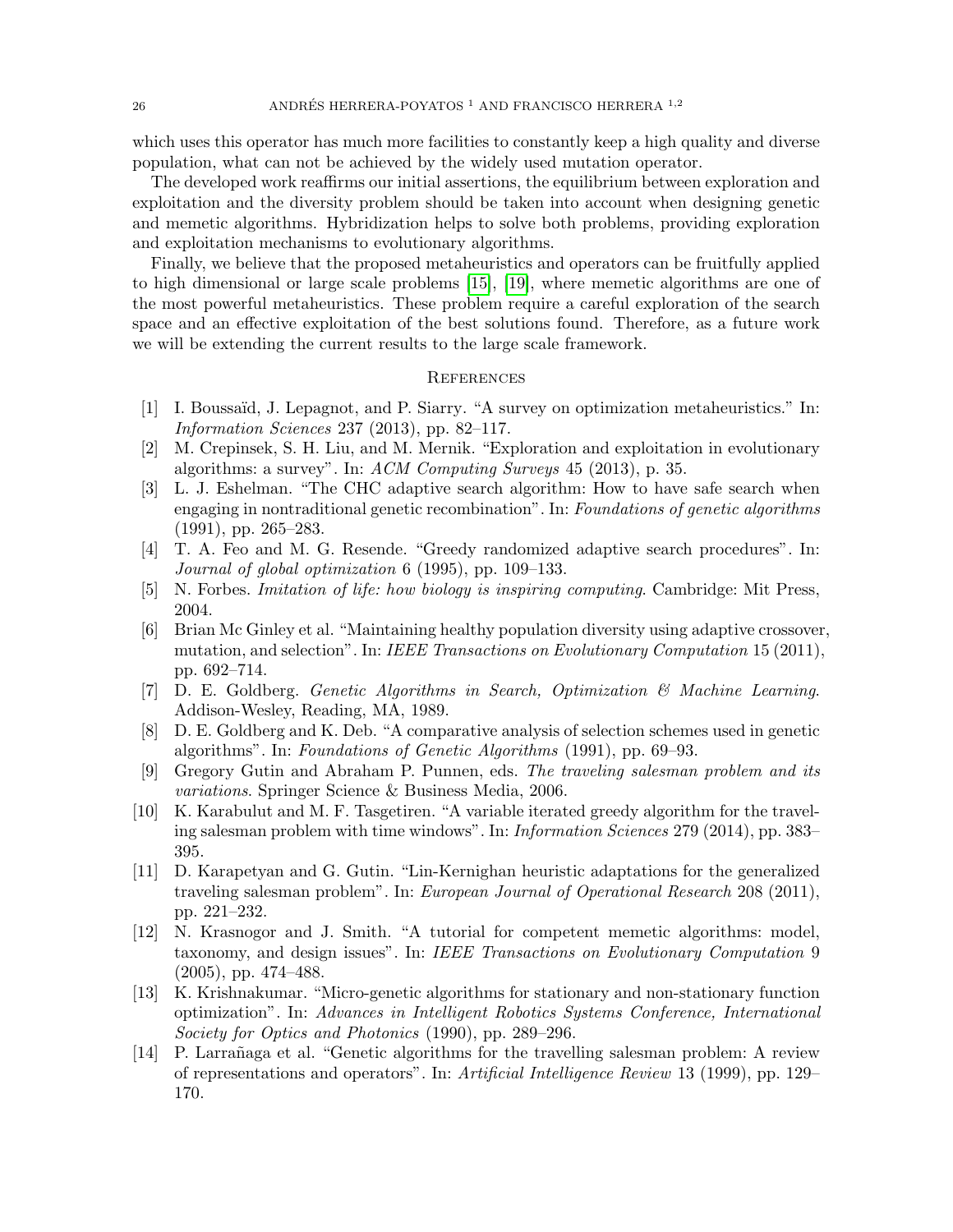which uses this operator has much more facilities to constantly keep a high quality and diverse population, what can not be achieved by the widely used mutation operator.

The developed work reaffirms our initial assertions, the equilibrium between exploration and exploitation and the diversity problem should be taken into account when designing genetic and memetic algorithms. Hybridization helps to solve both problems, providing exploration and exploitation mechanisms to evolutionary algorithms.

Finally, we believe that the proposed metaheuristics and operators can be fruitfully applied to high dimensional or large scale problems [15], [19], where memetic algorithms are one of the most powerful metaheuristics. These problem require a careful exploration of the search space and an effective exploitation of the best solutions found. Therefore, as a future work we will be extending the current results to the large scale framework.

## References

[1] I. Boussaïd, J. Lepagnot, and P. Siarry. "A survey on optimization metaheuristics." In: *Information Sciences* 237 (2013), pp. 82–117.

[2] M. Crepinsek, S. H. Liu, and M. Mernik. "Exploration and exploitation in evolutionary algorithms: a survey". In: *ACM Computing Surveys* 45 (2013), p. 35.

[3] L. J. Eshelman. "The CHC adaptive search algorithm: How to have safe search when engaging in nontraditional genetic recombination". In: *Foundations of genetic algorithms* (1991), pp. 265–283.

[4] T. A. Feo and M. G. Resende. "Greedy randomized adaptive search procedures". In: *Journal of global optimization* 6 (1995), pp. 109–133.

[5] N. Forbes. *Imitation of life: how biology is inspiring computing*. Cambridge: Mit Press, 2004.

[6] Brian Mc Ginley et al. "Maintaining healthy population diversity using adaptive crossover, mutation, and selection". In: *IEEE Transactions on Evolutionary Computation* 15 (2011), pp. 692–714.

[7] D. E. Goldberg. *Genetic Algorithms in Search, Optimization & Machine Learning*. Addison-Wesley, Reading, MA, 1989.

[8] D. E. Goldberg and K. Deb. "A comparative analysis of selection schemes used in genetic algorithms". In: *Foundations of Genetic Algorithms* (1991), pp. 69–93.

[9] Gregory Gutin and Abraham P. Punnen, eds. *The traveling salesman problem and its variations*. Springer Science & Business Media, 2006.

[10] K. Karabulut and M. F. Tasgetiren. "A variable iterated greedy algorithm for the traveling salesman problem with time windows". In: *Information Sciences* 279 (2014), pp. 383–395.

[11] D. Karapetyan and G. Gutin. "Lin-Kernighan heuristic adaptations for the generalized traveling salesman problem". In: *European Journal of Operational Research* 208 (2011), pp. 221–232.

[12] N. Krasnogor and J. Smith. "A tutorial for competent memetic algorithms: model, taxonomy, and design issues". In: *IEEE Transactions on Evolutionary Computation* 9 (2005), pp. 474–488.

[13] K. Krishnakumar. "Micro-genetic algorithms for stationary and non-stationary function optimization". In: *Advances in Intelligent Robotics Systems Conference, International Society for Optics and Photonics* (1990), pp. 289–296.

[14] P. Larrañaga et al. "Genetic algorithms for the travelling salesman problem: A review of representations and operators". In: *Artificial Intelligence Review* 13 (1999), pp. 129–170.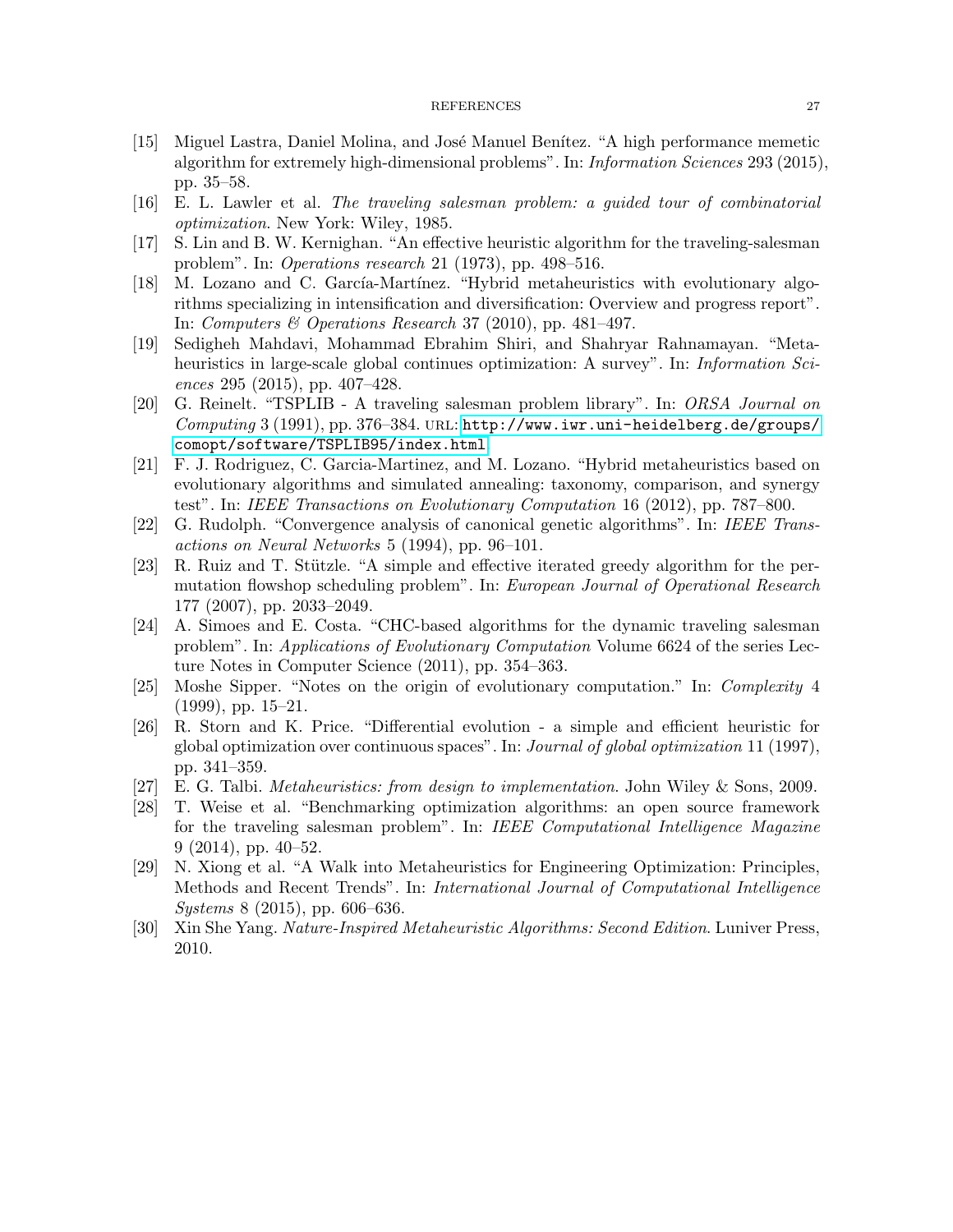[15] Miguel Lastra, Daniel Molina, and José Manuel Benítez. “A high performance memetic algorithm for extremely high-dimensional problems”. In: *Information Sciences* 293 (2015), pp. 35–58.

[16] E. L. Lawler et al. *The traveling salesman problem: a guided tour of combinatorial optimization*. New York: Wiley, 1985.

[17] S. Lin and B. W. Kernighan. “An effective heuristic algorithm for the traveling-salesman problem”. In: *Operations research* 21 (1973), pp. 498–516.

[18] M. Lozano and C. García-Martínez. “Hybrid metaheuristics with evolutionary algorithms specializing in intensification and diversification: Overview and progress report”. In: *Computers & Operations Research* 37 (2010), pp. 481–497.

[19] Sedigheh Mahdavi, Mohammad Ebrahim Shiri, and Shahryar Rahnamayan. “Metaheuristics in large-scale global continues optimization: A survey”. In: *Information Sciences* 295 (2015), pp. 407–428.

[20] G. Reinelt. “TSPLIB - A traveling salesman problem library”. In: *ORSA Journal on Computing* 3 (1991), pp. 376–384. URL: http://www.iwr.uni-heidelberg.de/groups/comopt/software/TSPLIB95/index.html.

[21] F. J. Rodriguez, C. Garcia-Martinez, and M. Lozano. “Hybrid metaheuristics based on evolutionary algorithms and simulated annealing: taxonomy, comparison, and synergy test”. In: *IEEE Transactions on Evolutionary Computation* 16 (2012), pp. 787–800.

[22] G. Rudolph. “Convergence analysis of canonical genetic algorithms”. In: *IEEE Transactions on Neural Networks* 5 (1994), pp. 96–101.

[23] R. Ruiz and T. Stützle. “A simple and effective iterated greedy algorithm for the permutation flowshop scheduling problem”. In: *European Journal of Operational Research* 177 (2007), pp. 2033–2049.

[24] A. Simoes and E. Costa. “CHC-based algorithms for the dynamic traveling salesman problem”. In: *Applications of Evolutionary Computation* Volume 6624 of the series Lecture Notes in Computer Science (2011), pp. 354–363.

[25] Moshe Sipper. “Notes on the origin of evolutionary computation.” In: *Complexity* 4 (1999), pp. 15–21.

[26] R. Storn and K. Price. “Differential evolution - a simple and efficient heuristic for global optimization over continuous spaces”. In: *Journal of global optimization* 11 (1997), pp. 341–359.

[27] E. G. Talbi. *Metaheuristics: from design to implementation*. John Wiley & Sons, 2009.

[28] T. Weise et al. “Benchmarking optimization algorithms: an open source framework for the traveling salesman problem”. In: *IEEE Computational Intelligence Magazine* 9 (2014), pp. 40–52.

[29] N. Xiong et al. “A Walk into Metaheuristics for Engineering Optimization: Principles, Methods and Recent Trends”. In: *International Journal of Computational Intelligence Systems* 8 (2015), pp. 606–636.

[30] Xin She Yang. *Nature-Inspired Metaheuristic Algorithms: Second Edition*. Luniver Press, 2010.